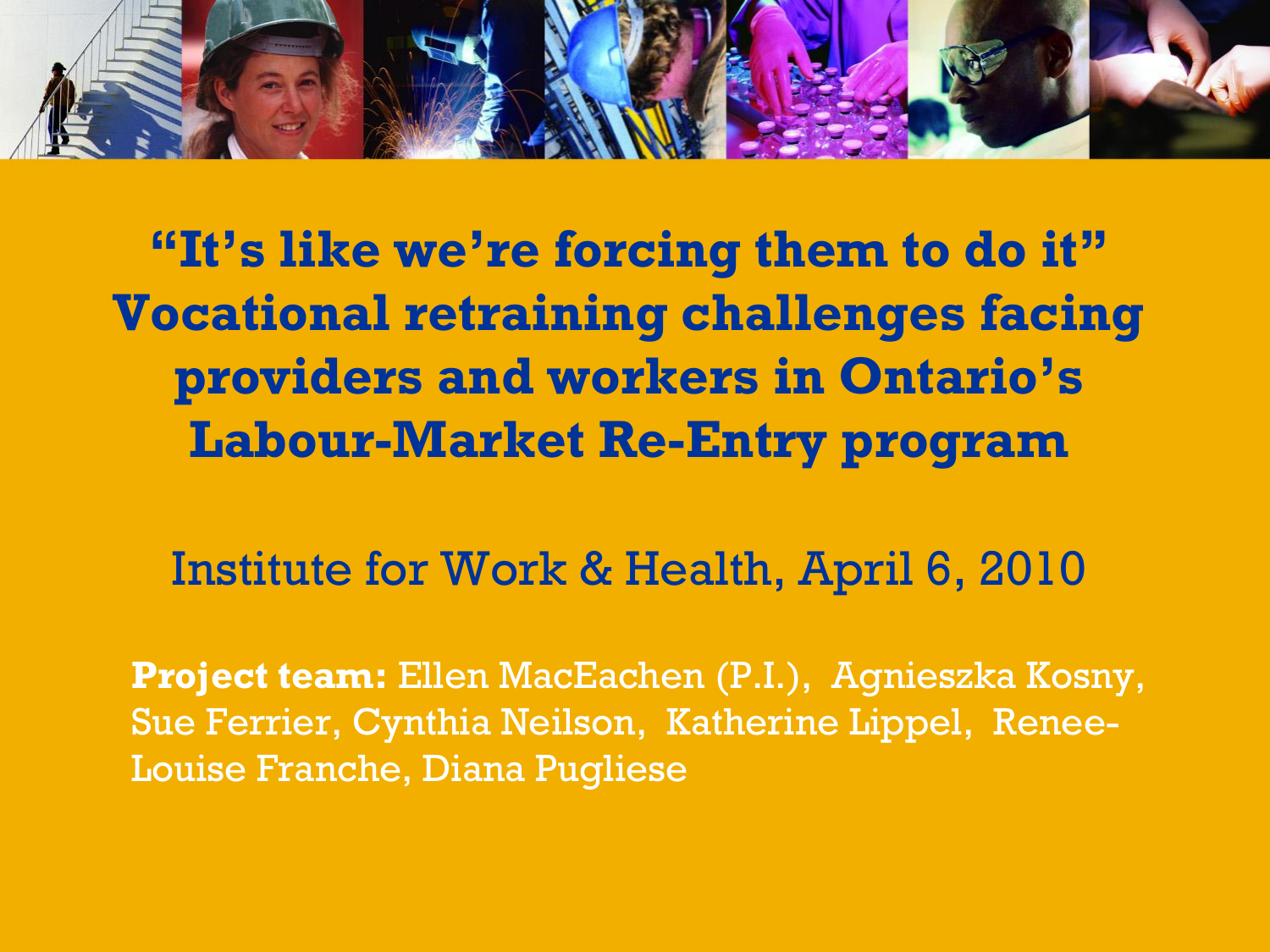# "It's like we're forcing them to do it" Vocational retraining challenges facing providers and workers in Ontario's Labour-Market Re-Entry program

Institute for Work & Health, April 6, 2010

**Project team:** Ellen MacEachen (P.I.), Agnieszka Kosny, Sue Ferrier, Cynthia Neilson, Katherine Lippel, Renee-Louise Franche, Diana Pugliese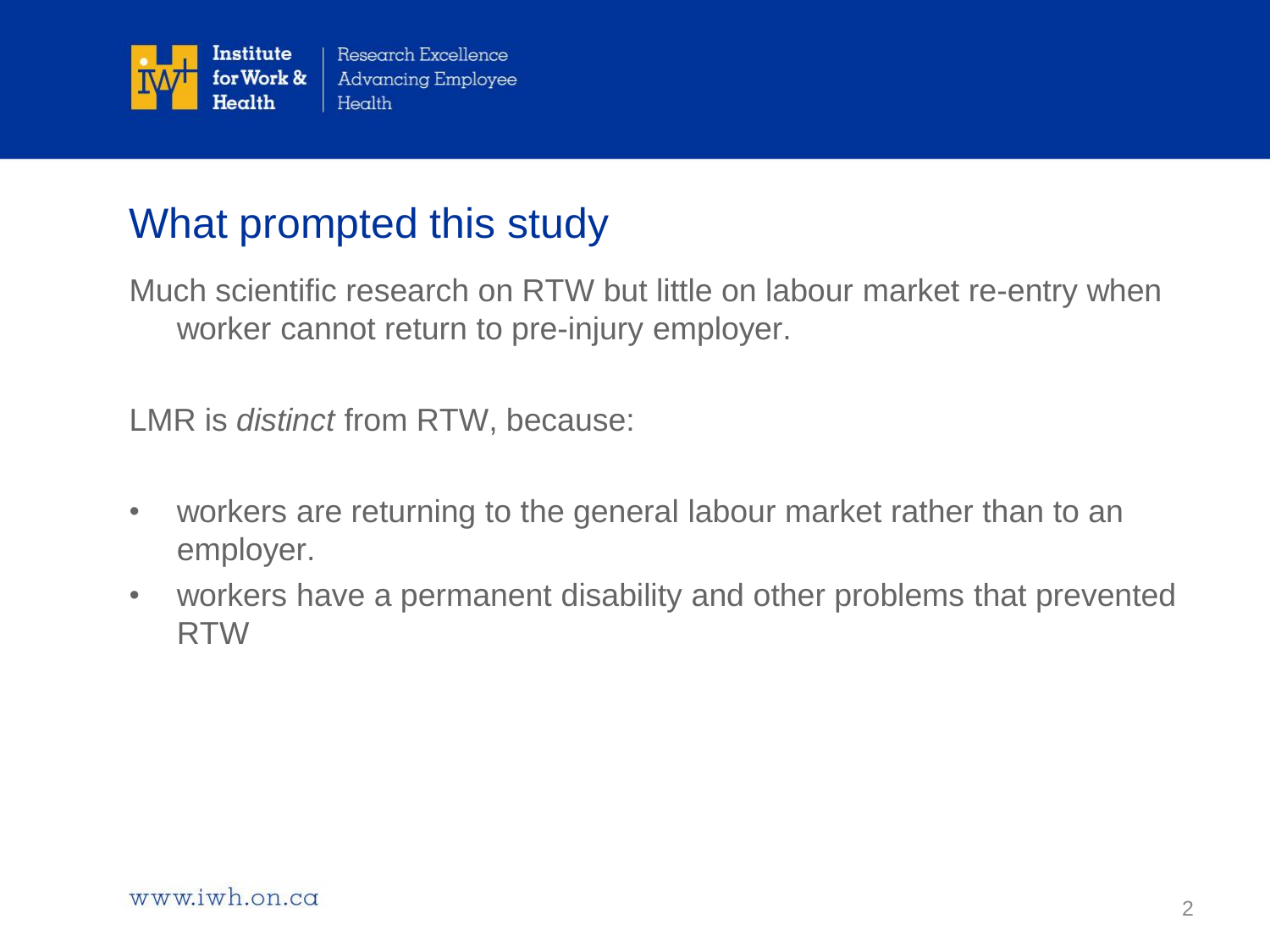## What prompted this study

Much scientific research on RTW but little on labour market re-entry when worker cannot return to pre-injury employer.

LMR is *distinct* from RTW, because:

- workers are returning to the general labour market rather than to an employer.
- workers have a permanent disability and other problems that prevented RTW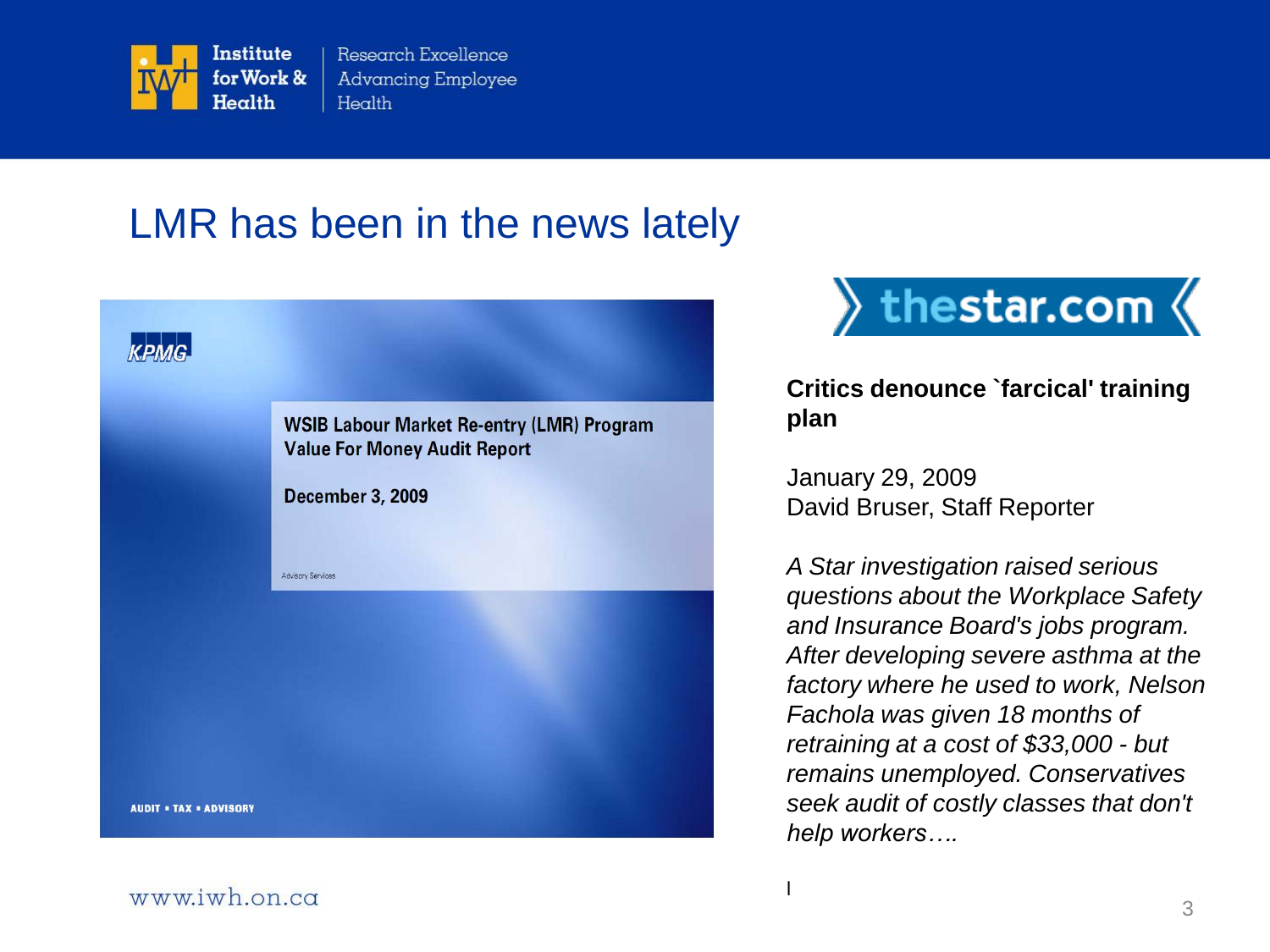# LMR has been in the news lately

KPMG

WSIB Labour Market Re-entry (LMR) Program
Value For Money Audit Report

December 3, 2009

Advisory Services

AUDIT ▪ TAX ▪ ADVISORY

thestar.com

**Critics denounce `farcical' training plan**

January 29, 2009
David Bruser, Staff Reporter

*A Star investigation raised serious questions about the Workplace Safety and Insurance Board's jobs program. After developing severe asthma at the factory where he used to work, Nelson Fachola was given 18 months of retraining at a cost of $33,000 - but remains unemployed. Conservatives seek audit of costly classes that don't help workers….*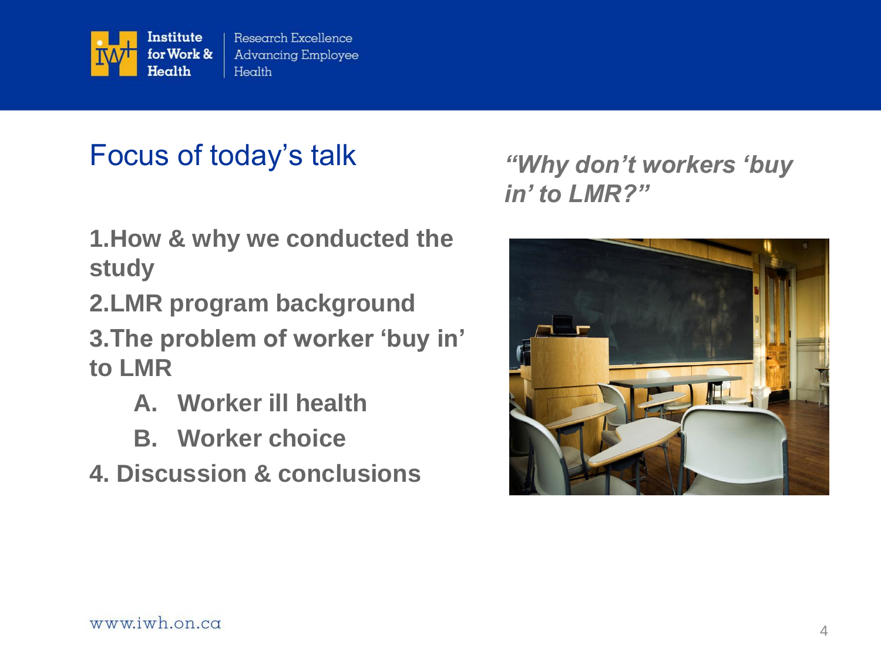## Focus of today's talk

***"Why don't workers 'buy in' to LMR?"***

**1. How & why we conducted the study**

**2. LMR program background**

**3. The problem of worker 'buy in' to LMR**

- **A. Worker ill health**
- **B. Worker choice**

**4. Discussion & conclusions**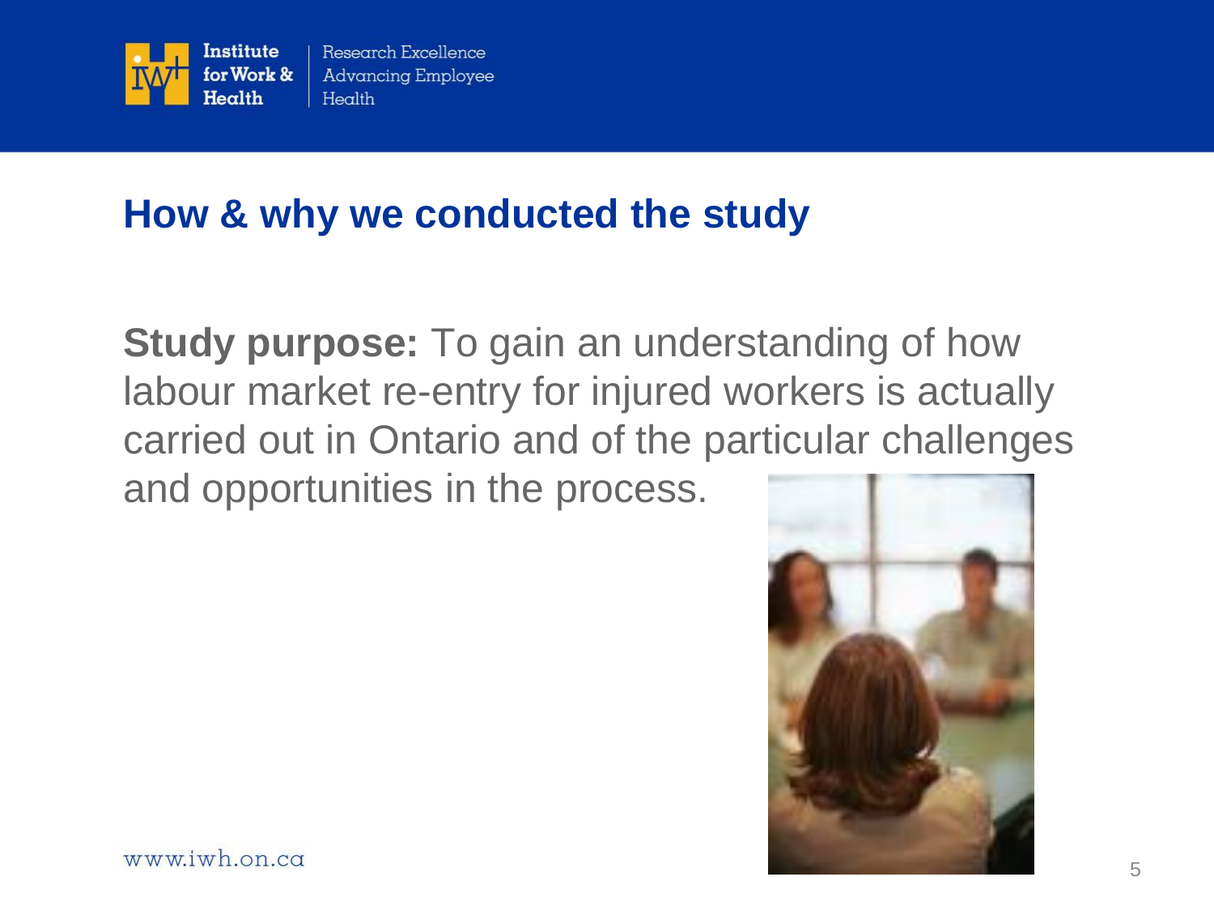## How & why we conducted the study

**Study purpose:** To gain an understanding of how labour market re-entry for injured workers is actually carried out in Ontario and of the particular challenges and opportunities in the process.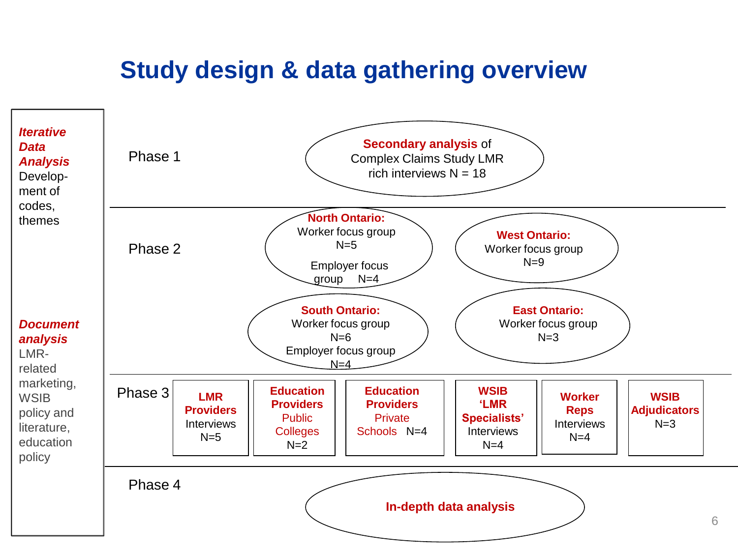# Study design & data gathering overview

***Iterative Data Analysis***
Development of codes, themes

***Document analysis***
LMR-related marketing, WSIB policy and literature, education policy

## Phase 1

**Secondary analysis** of Complex Claims Study LMR rich interviews N = 18

## Phase 2

**North Ontario:**
Worker focus group N=5
Employer focus group N=4

**West Ontario:**
Worker focus group N=9

**South Ontario:**
Worker focus group N=6
Employer focus group N=4

**East Ontario:**
Worker focus group N=3

## Phase 3

- **LMR Providers** Interviews N=5
- **Education Providers** Public Colleges N=2
- **Education Providers** Private Schools N=4
- **WSIB 'LMR Specialists'** Interviews N=4
- **Worker Reps** Interviews N=4
- **WSIB Adjudicators** N=3

## Phase 4

**In-depth data analysis**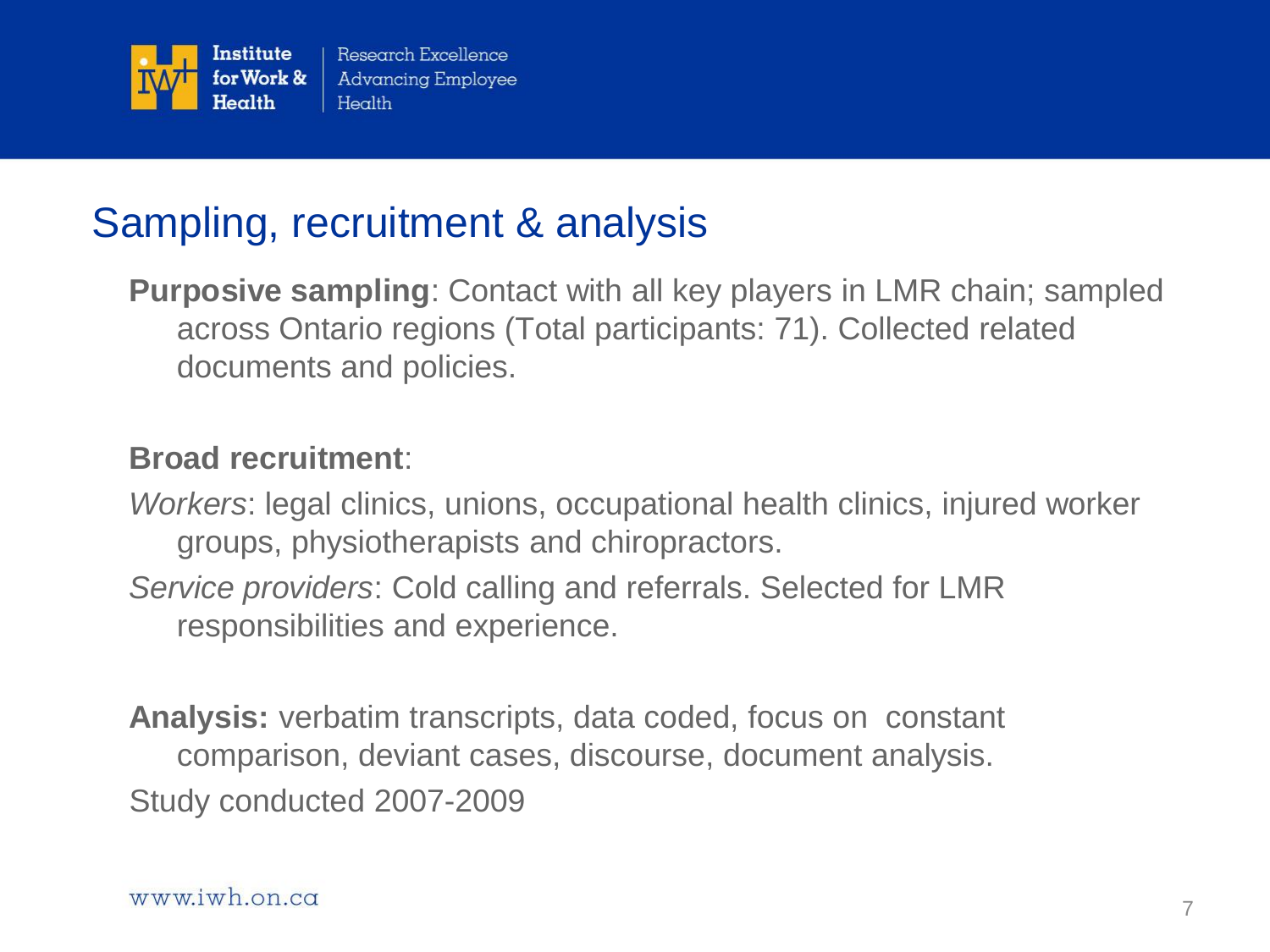## Sampling, recruitment & analysis

**Purposive sampling**: Contact with all key players in LMR chain; sampled across Ontario regions (Total participants: 71). Collected related documents and policies.

**Broad recruitment**:

*Workers*: legal clinics, unions, occupational health clinics, injured worker groups, physiotherapists and chiropractors.

*Service providers*: Cold calling and referrals. Selected for LMR responsibilities and experience.

**Analysis:** verbatim transcripts, data coded, focus on constant comparison, deviant cases, discourse, document analysis.

Study conducted 2007-2009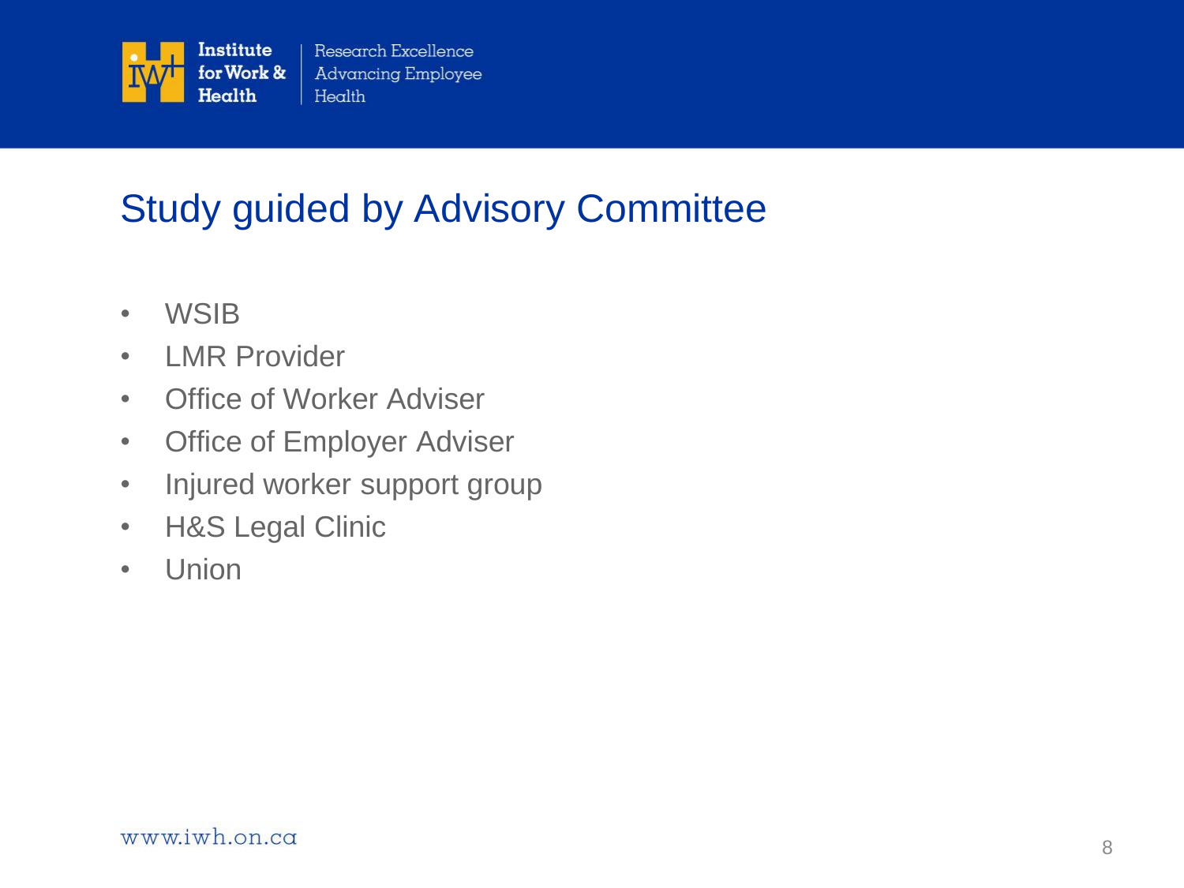# Study guided by Advisory Committee

- WSIB
- LMR Provider
- Office of Worker Adviser
- Office of Employer Adviser
- Injured worker support group
- H&S Legal Clinic
- Union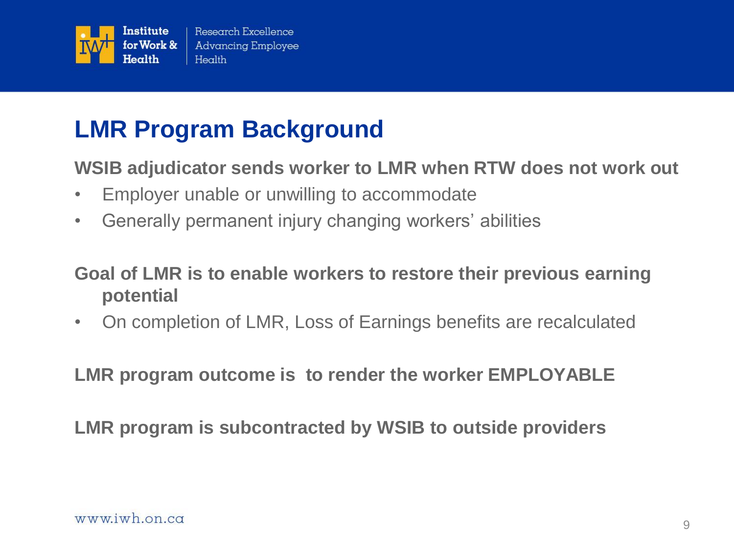# LMR Program Background

**WSIB adjudicator sends worker to LMR when RTW does not work out**

- Employer unable or unwilling to accommodate
- Generally permanent injury changing workers' abilities

**Goal of LMR is to enable workers to restore their previous earning potential**

- On completion of LMR, Loss of Earnings benefits are recalculated

**LMR program outcome is to render the worker EMPLOYABLE**

**LMR program is subcontracted by WSIB to outside providers**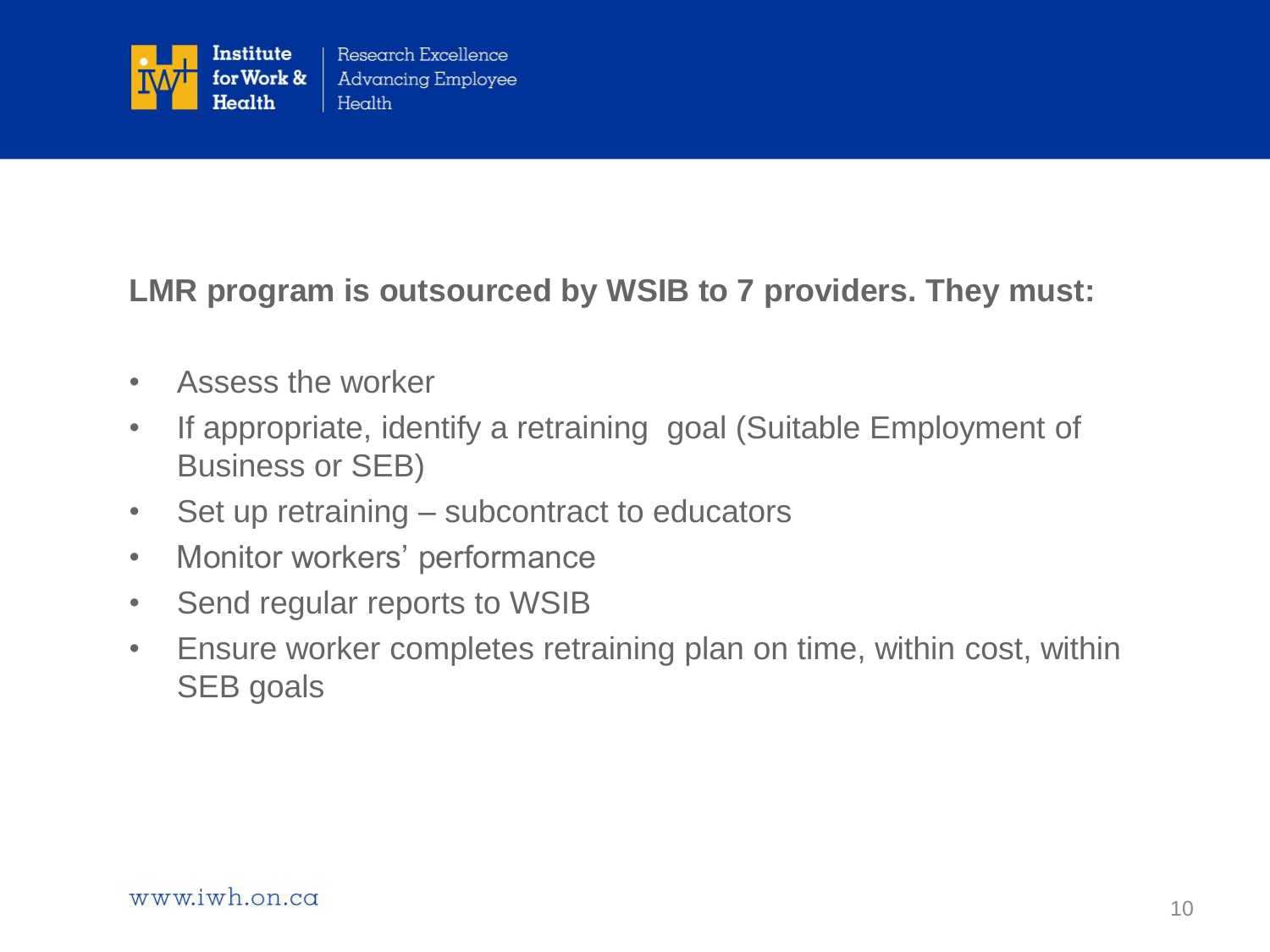**LMR program is outsourced by WSIB to 7 providers. They must:**

- Assess the worker
- If appropriate, identify a retraining goal (Suitable Employment of Business or SEB)
- Set up retraining – subcontract to educators
- Monitor workers' performance
- Send regular reports to WSIB
- Ensure worker completes retraining plan on time, within cost, within SEB goals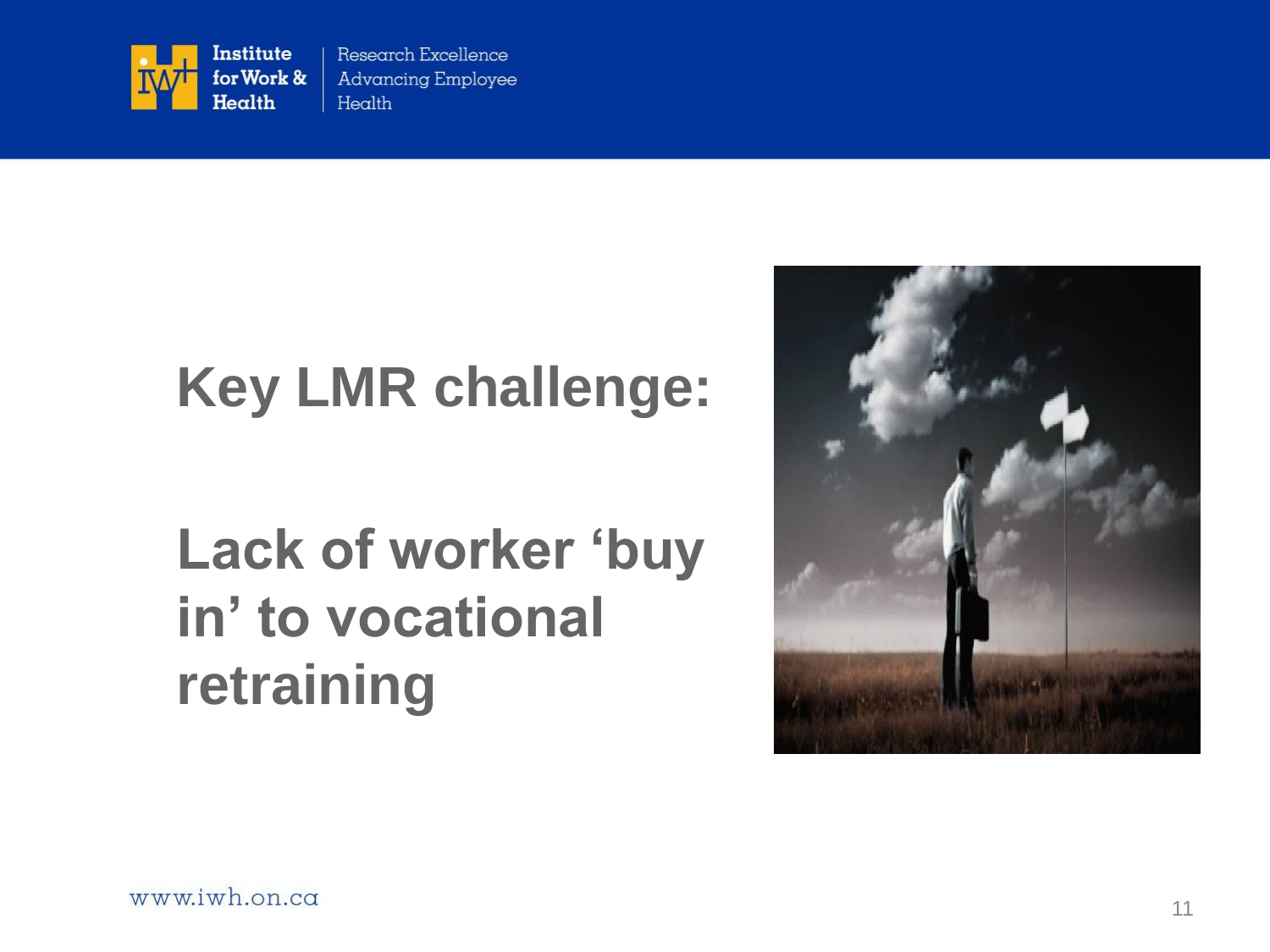# Key LMR challenge:

# Lack of worker ‘buy in’ to vocational retraining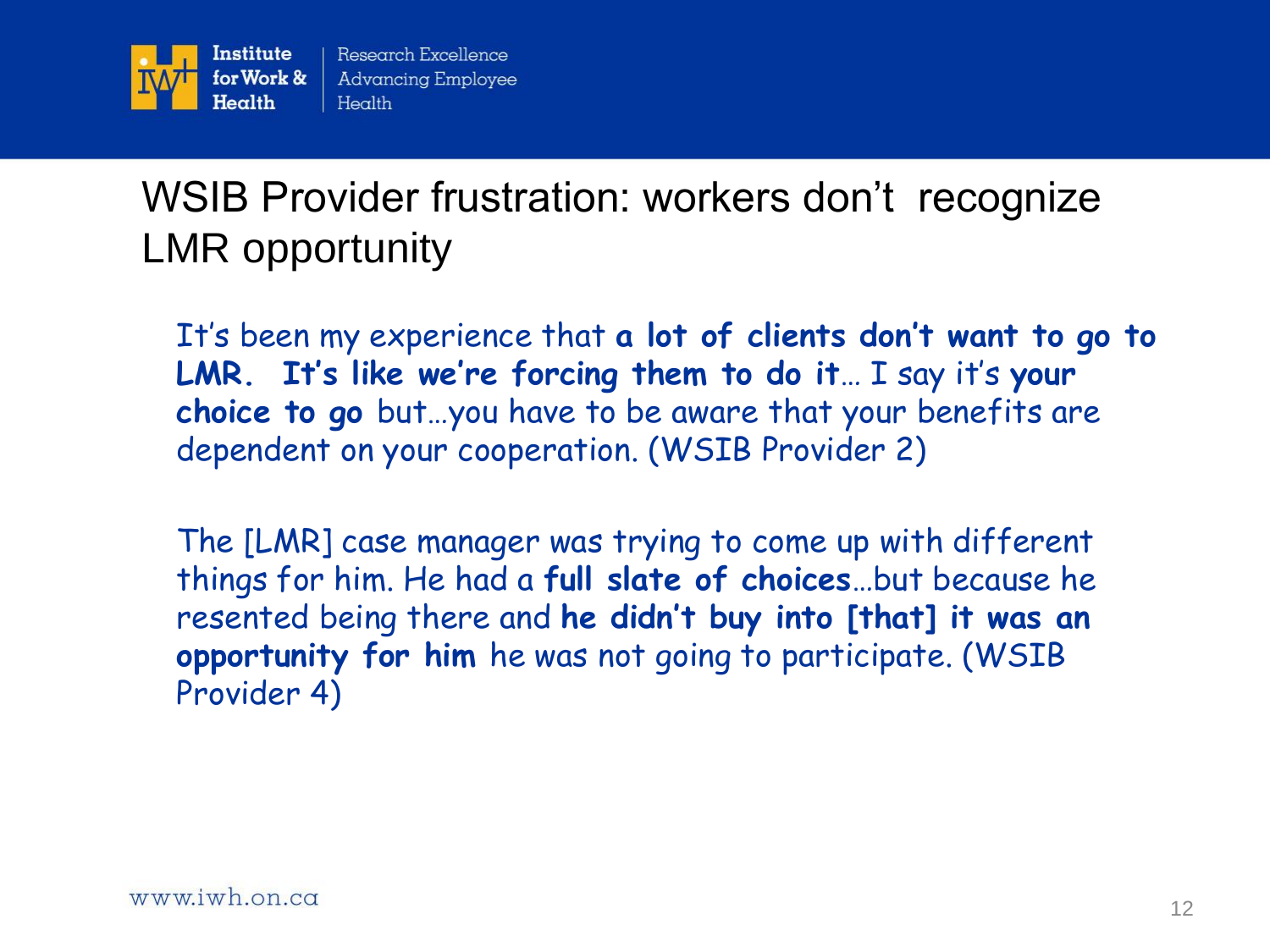## WSIB Provider frustration: workers don't recognize LMR opportunity

It's been my experience that **a lot of clients don't want to go to LMR. It's like we're forcing them to do it**… I say it's **your choice to go** but…you have to be aware that your benefits are dependent on your cooperation. (WSIB Provider 2)

The [LMR] case manager was trying to come up with different things for him. He had a **full slate of choices**…but because he resented being there and **he didn't buy into [that] it was an opportunity for him** he was not going to participate. (WSIB Provider 4)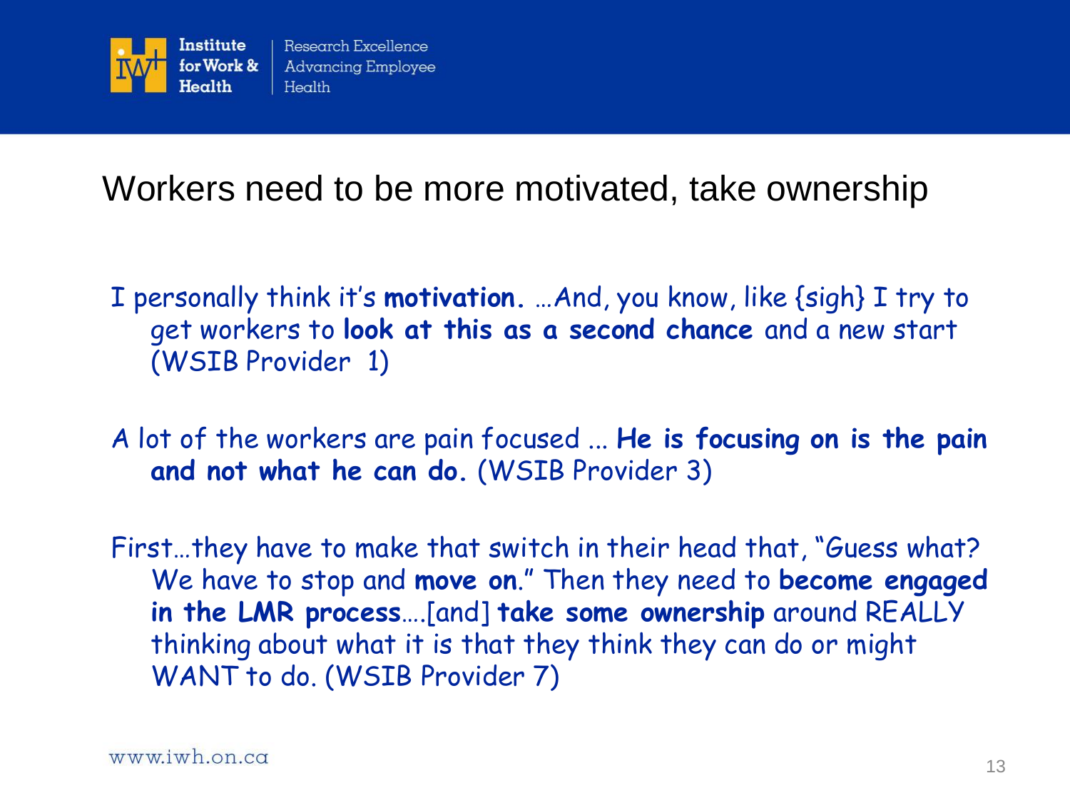# Workers need to be more motivated, take ownership

I personally think it's **motivation**. …And, you know, like {sigh} I try to get workers to **look at this as a second chance** and a new start (WSIB Provider 1)

A lot of the workers are pain focused ... **He is focusing on is the pain and not what he can do.** (WSIB Provider 3)

First…they have to make that switch in their head that, "Guess what? We have to stop and **move on**." Then they need to **become engaged in the LMR process**….[and] **take some ownership** around REALLY thinking about what it is that they think they can do or might WANT to do. (WSIB Provider 7)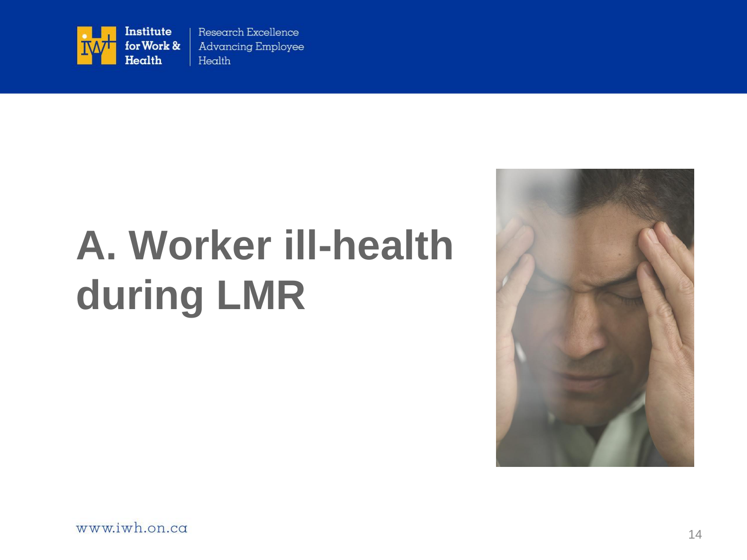# A. Worker ill-health during LMR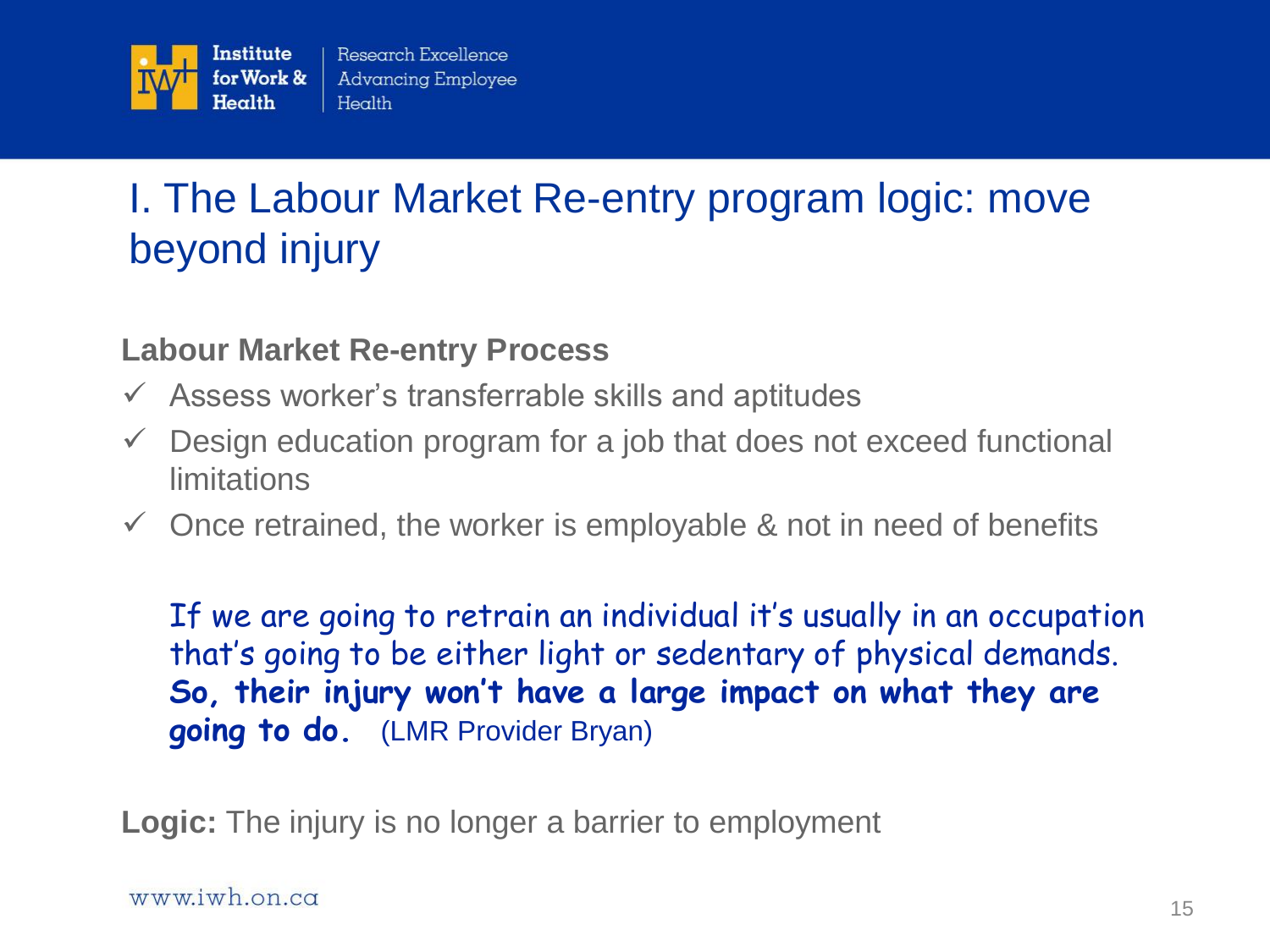# I. The Labour Market Re-entry program logic: move beyond injury

**Labour Market Re-entry Process**

- ✓ Assess worker's transferrable skills and aptitudes
- ✓ Design education program for a job that does not exceed functional limitations
- ✓ Once retrained, the worker is employable & not in need of benefits

*If we are going to retrain an individual it's usually in an occupation that's going to be either light or sedentary of physical demands.* ***So, their injury won't have a large impact on what they are going to do.*** (LMR Provider Bryan)

**Logic:** The injury is no longer a barrier to employment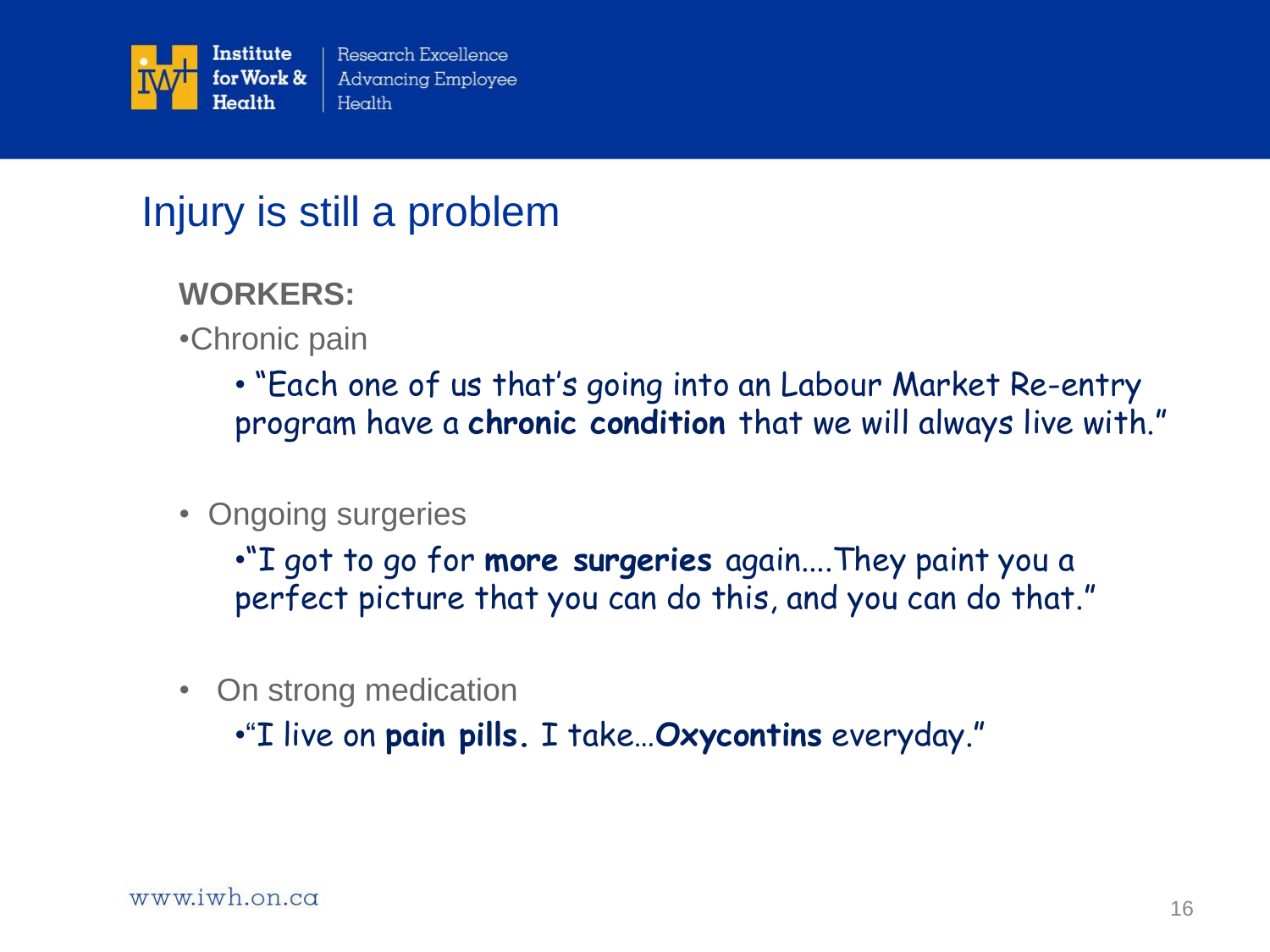# Injury is still a problem

**WORKERS:**

- Chronic pain
  - "Each one of us that's going into an Labour Market Re-entry program have a **chronic condition** that we will always live with."
- Ongoing surgeries
  - "I got to go for **more surgeries** again....They paint you a perfect picture that you can do this, and you can do that."
- On strong medication
  - "I live on **pain pills.** I take…**Oxycontins** everyday."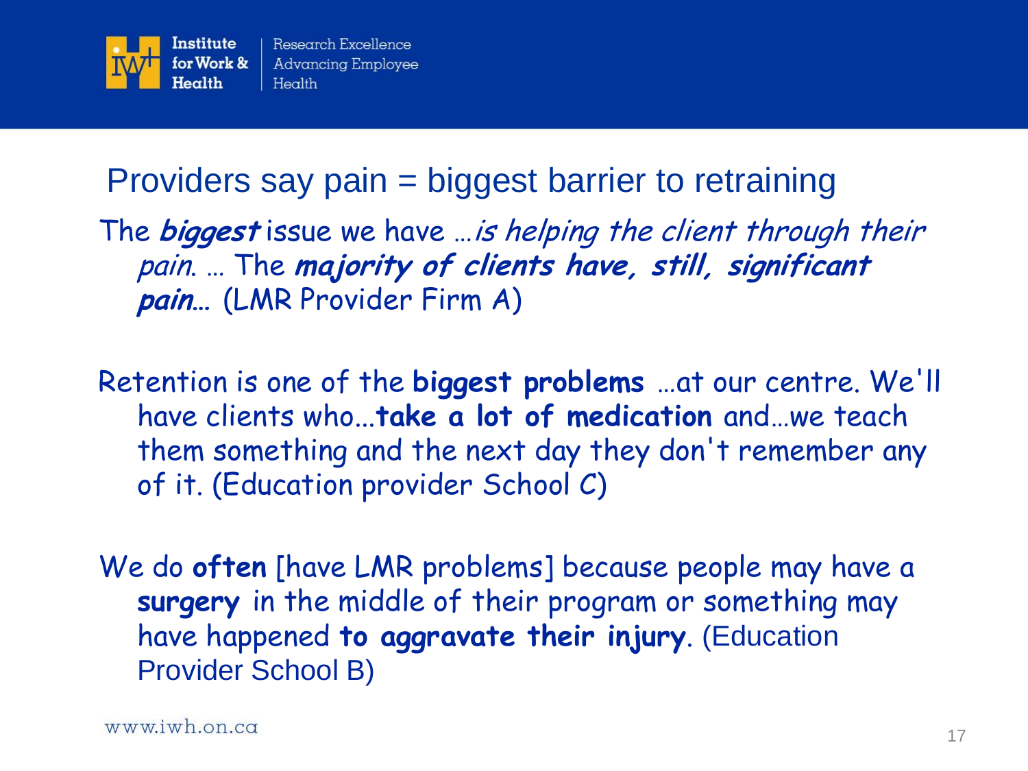## Providers say pain = biggest barrier to retraining

The ***biggest*** issue we have …*is helping the client through their pain. …* The ***majority of clients have, still, significant pain…*** (LMR Provider Firm A)

Retention is one of the **biggest problems** …at our centre. We'll have clients who…**take a lot of medication** and…we teach them something and the next day they don't remember any of it. (Education provider School C)

We do **often** [have LMR problems] because people may have a **surgery** in the middle of their program or something may have happened **to aggravate their injury**. (Education Provider School B)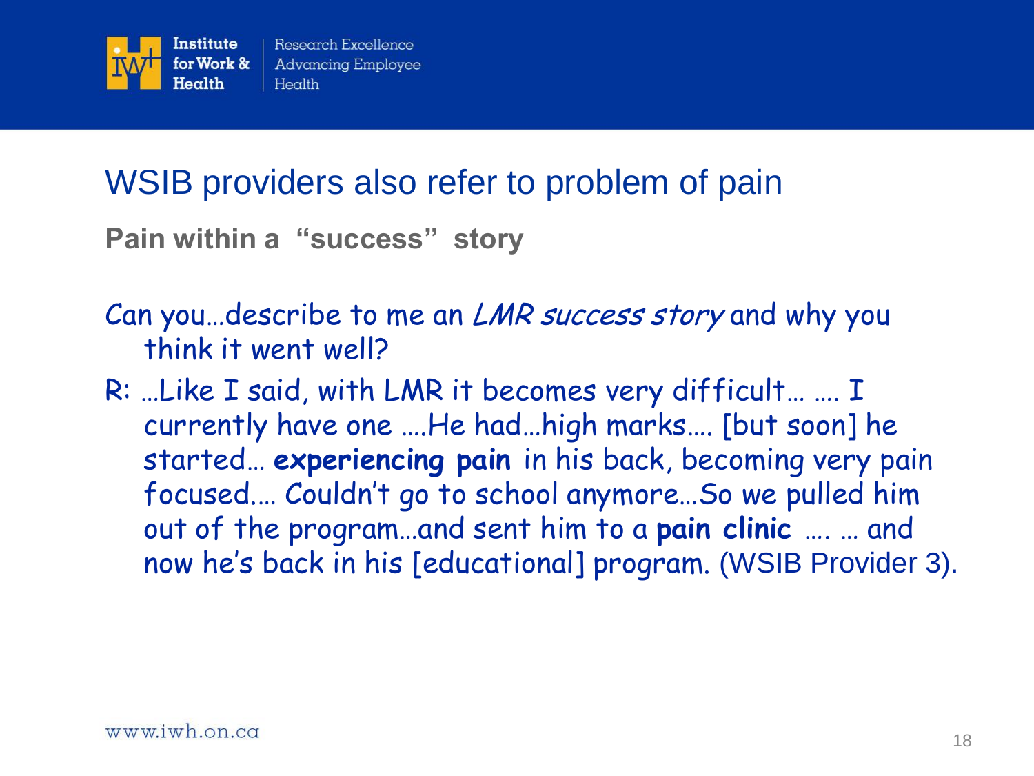## WSIB providers also refer to problem of pain

**Pain within a "success" story**

Can you…describe to me an *LMR success story* and why you think it went well?

R: …Like I said, with LMR it becomes very difficult… …. I currently have one ….He had…high marks…. [but soon] he started… **experiencing pain** in his back, becoming very pain focused.… Couldn't go to school anymore…So we pulled him out of the program…and sent him to a **pain clinic** …. … and now he's back in his [educational] program. (WSIB Provider 3).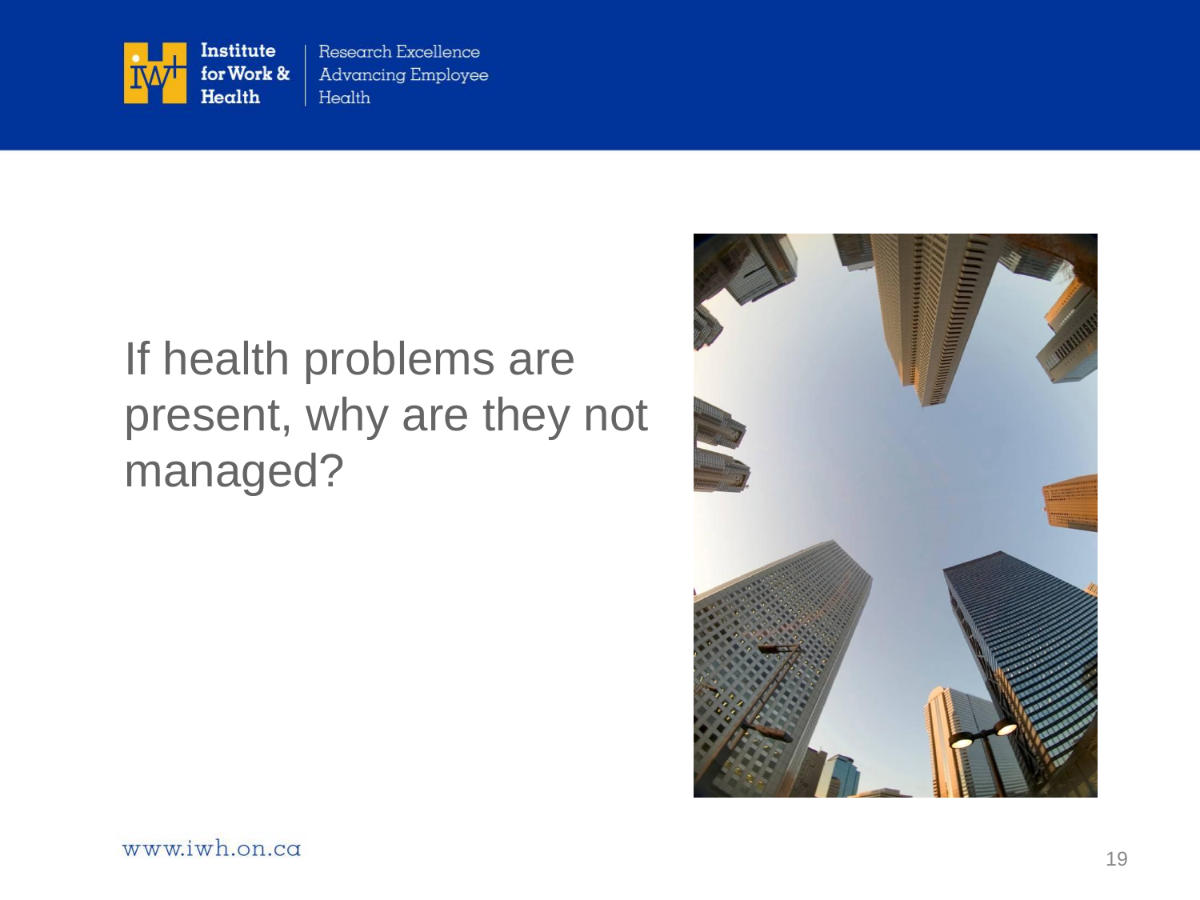If health problems are present, why are they not managed?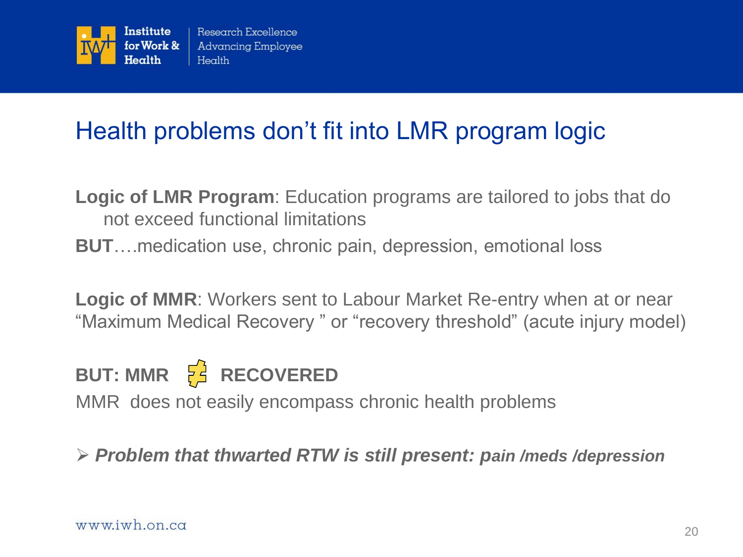# Health problems don't fit into LMR program logic

**Logic of LMR Program**: Education programs are tailored to jobs that do not exceed functional limitations

**BUT**….medication use, chronic pain, depression, emotional loss

**Logic of MMR**: Workers sent to Labour Market Re-entry when at or near "Maximum Medical Recovery " or "recovery threshold" (acute injury model)

**BUT: MMR ≢ RECOVERED**

MMR does not easily encompass chronic health problems

- ***Problem that thwarted RTW is still present: pain /meds /depression***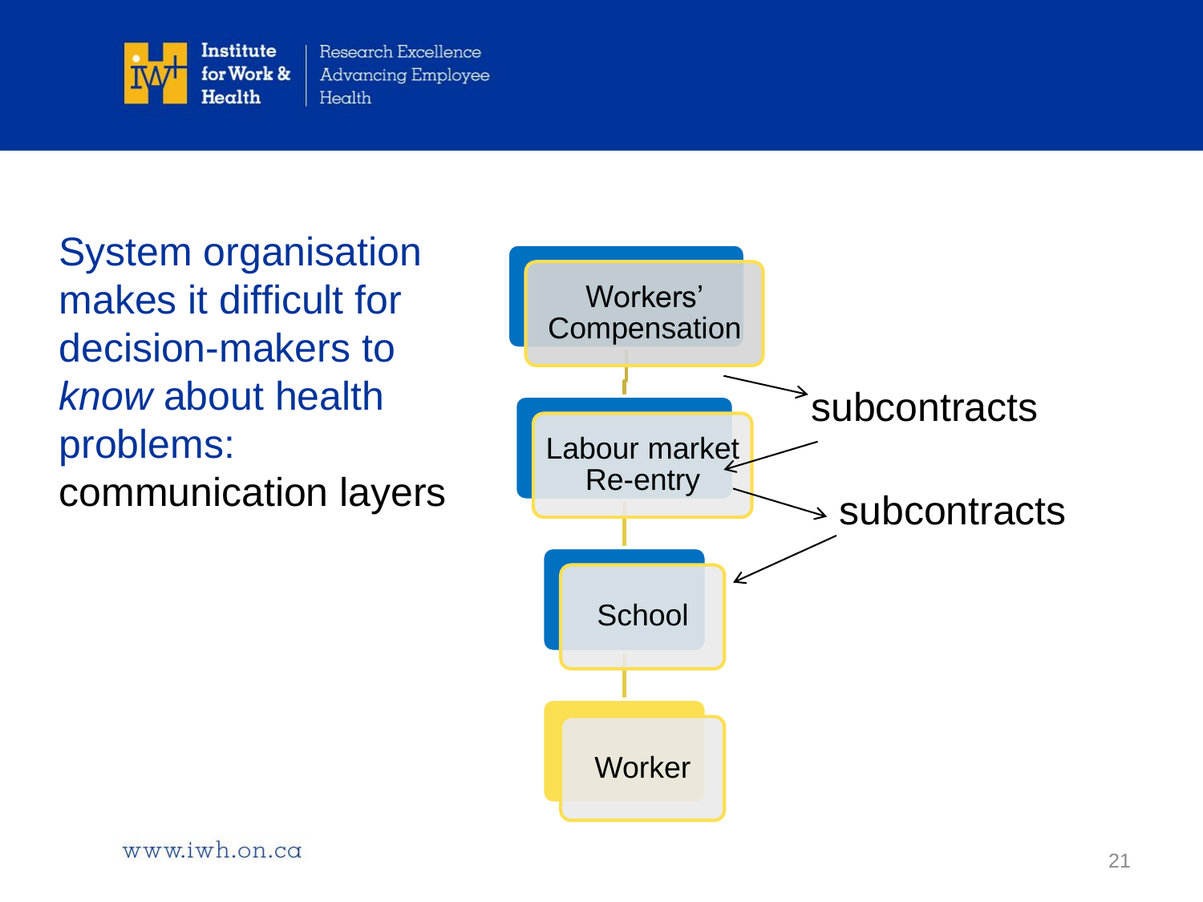System organisation makes it difficult for decision-makers to *know* about health problems:

communication layers

- Workers' Compensation
- Labour market Re-entry
- School
- Worker

subcontracts

subcontracts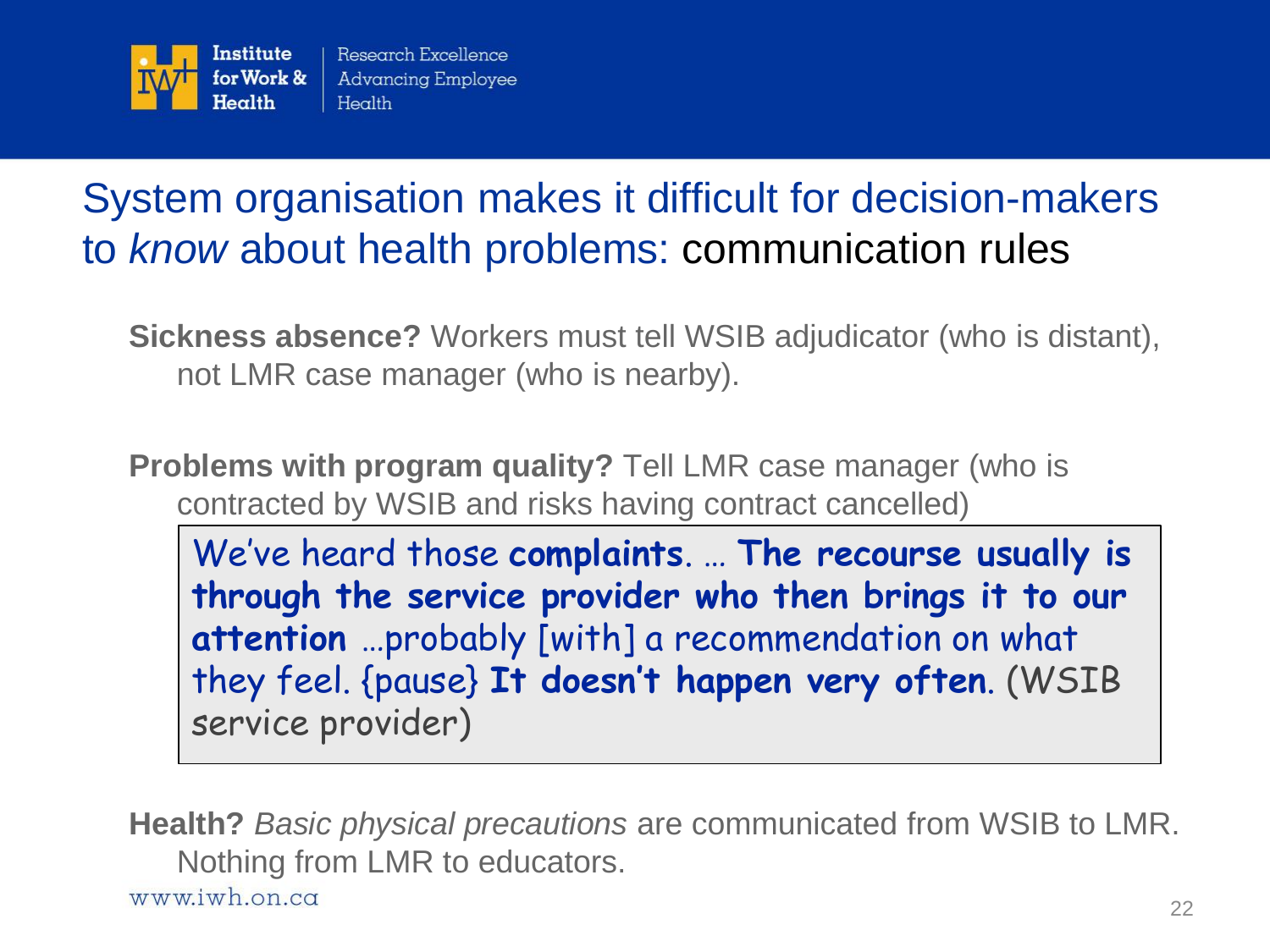# System organisation makes it difficult for decision-makers to *know* about health problems: communication rules

**Sickness absence?** Workers must tell WSIB adjudicator (who is distant), not LMR case manager (who is nearby).

**Problems with program quality?** Tell LMR case manager (who is contracted by WSIB and risks having contract cancelled)

> We've heard those **complaints**. … **The recourse usually is through the service provider who then brings it to our attention** …probably [with] a recommendation on what they feel. {pause} **It doesn't happen very often**. (WSIB service provider)

**Health?** *Basic physical precautions* are communicated from WSIB to LMR. Nothing from LMR to educators.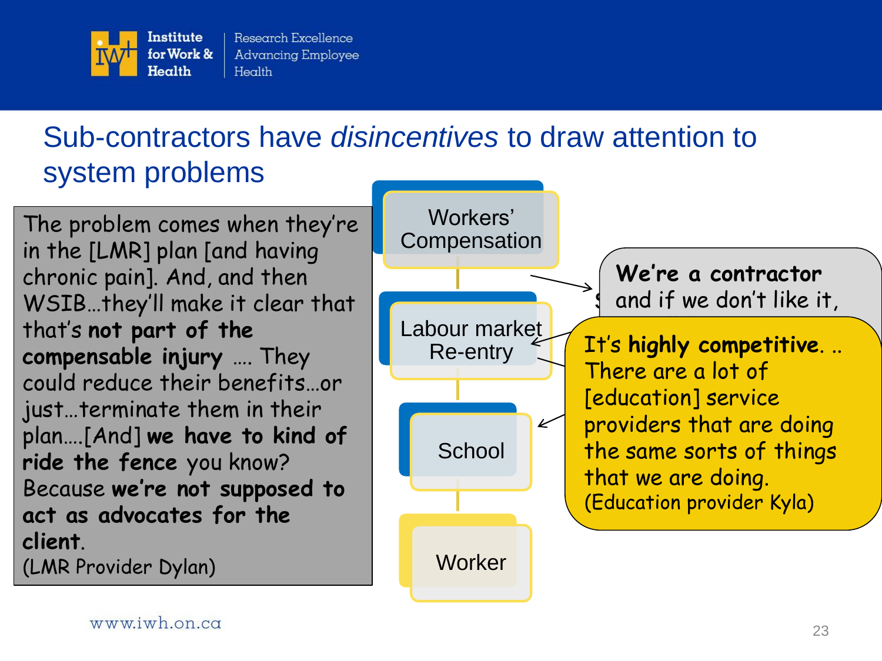# Sub-contractors have *disincentives* to draw attention to system problems

The problem comes when they're in the [LMR] plan [and having chronic pain]. And, and then WSIB…they'll make it clear that that's **not part of the compensable injury** …. They could reduce their benefits…or just…terminate them in their plan….[And] **we have to kind of ride the fence** you know? Because **we're not supposed to act as advocates for the client**.
(LMR Provider Dylan)

Workers' Compensation

Labour market Re-entry

School

Worker

**We're a contractor** and if we don't like it,

It's **highly competitive**. .. There are a lot of [education] service providers that are doing the same sorts of things that we are doing.
(Education provider Kyla)

www.iwh.on.ca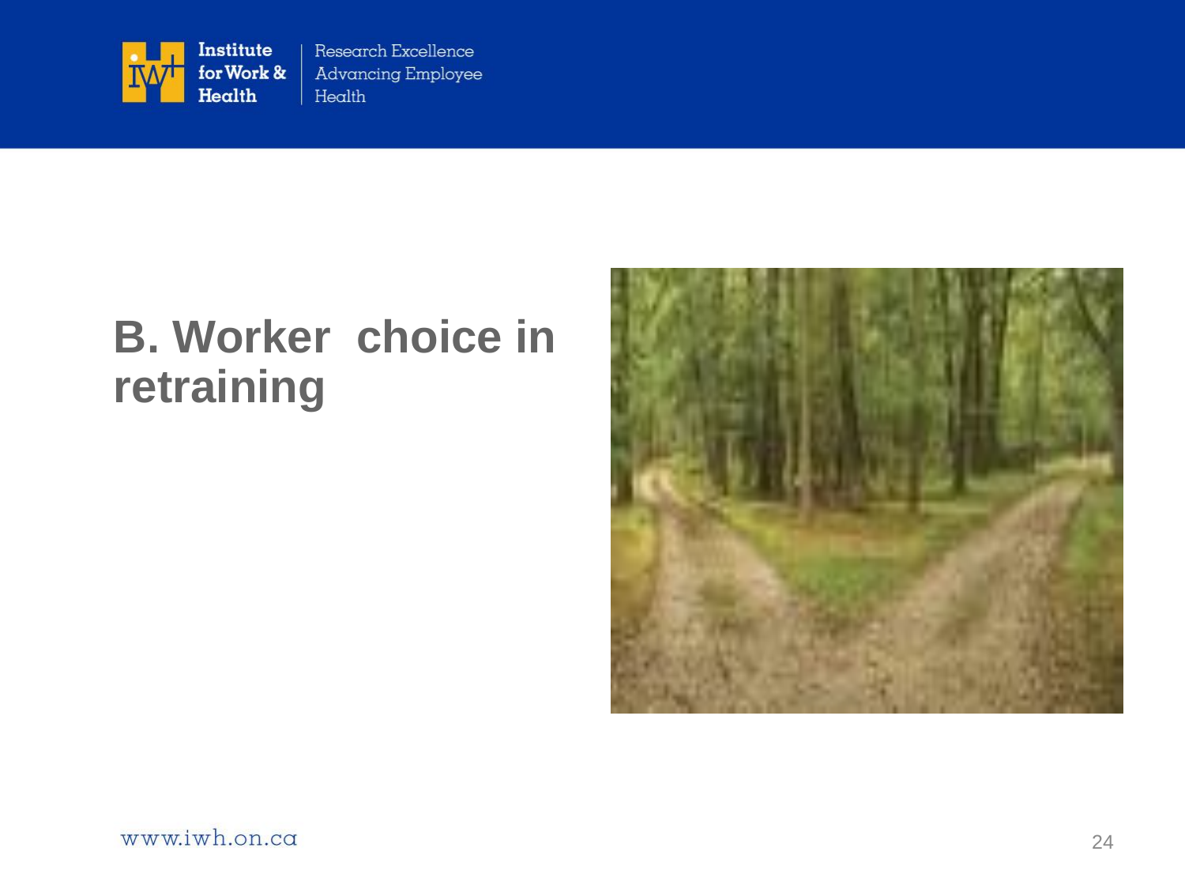# B. Worker choice in retraining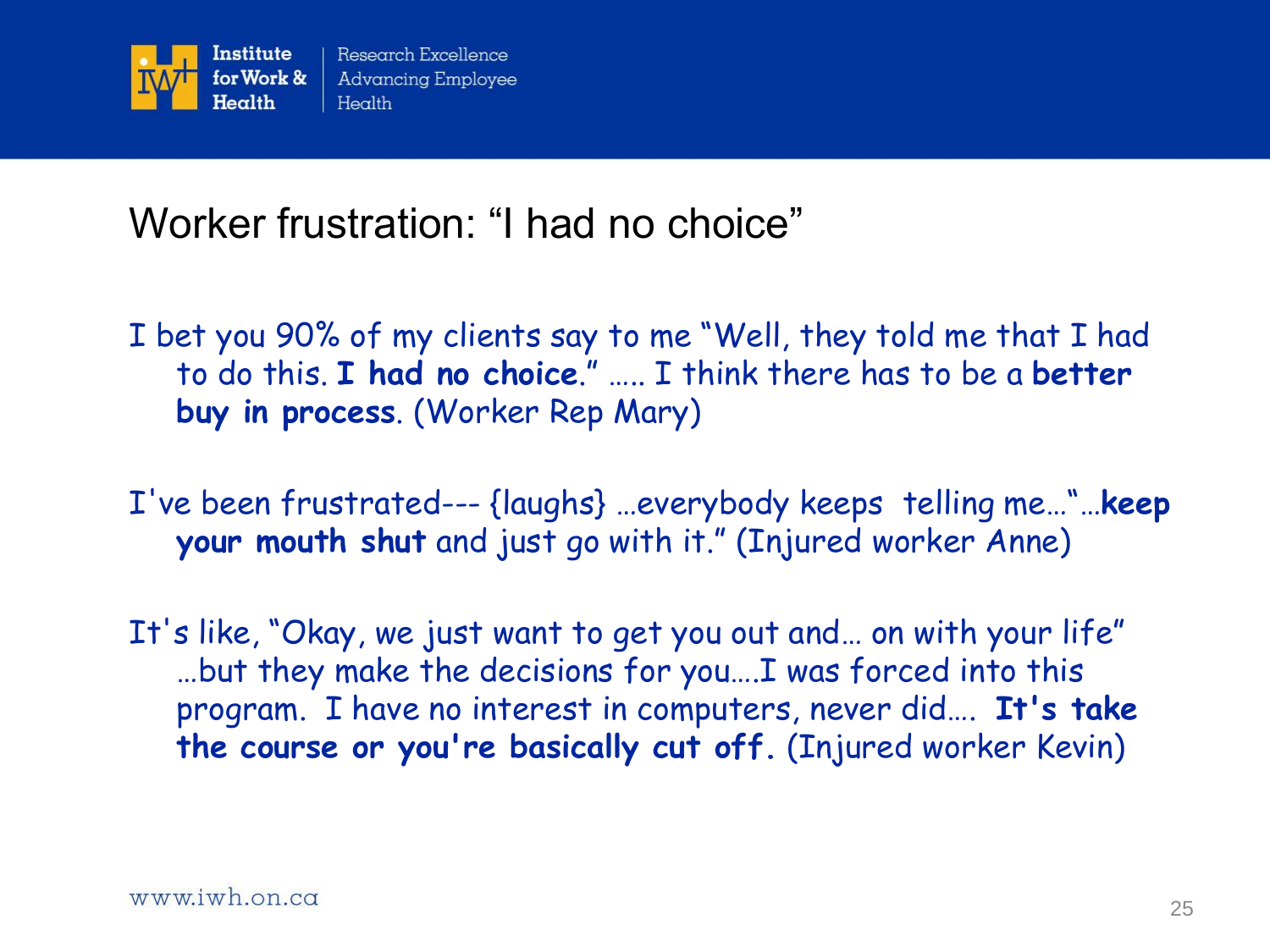# Worker frustration: "I had no choice"

I bet you 90% of my clients say to me "Well, they told me that I had to do this. **I had no choice.**" ….. I think there has to be a **better buy in process**. (Worker Rep Mary)

I've been frustrated--- {laughs} …everybody keeps telling me…"…**keep your mouth shut** and just go with it." (Injured worker Anne)

It's like, "Okay, we just want to get you out and… on with your life" …but they make the decisions for you….I was forced into this program. I have no interest in computers, never did…. **It's take the course or you're basically cut off.** (Injured worker Kevin)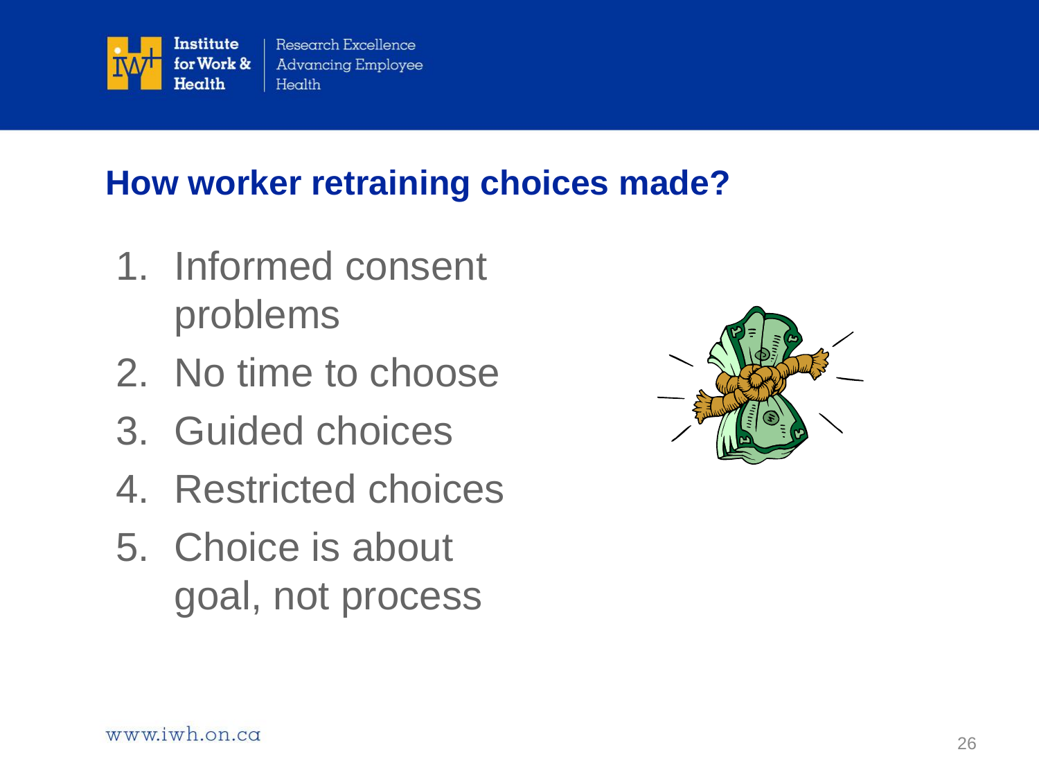## How worker retraining choices made?

1. Informed consent problems
2. No time to choose
3. Guided choices
4. Restricted choices
5. Choice is about goal, not process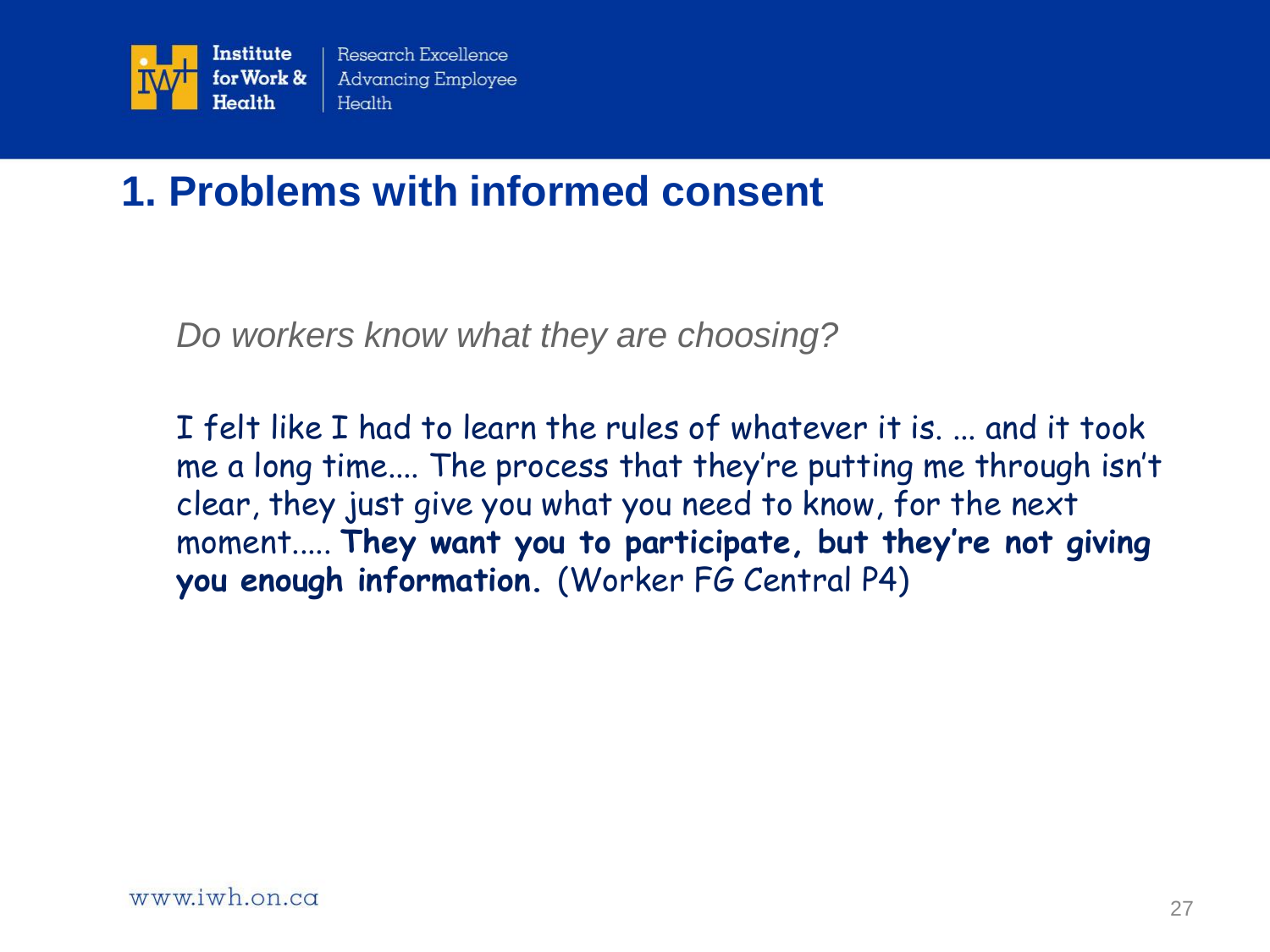# 1. Problems with informed consent

*Do workers know what they are choosing?*

I felt like I had to learn the rules of whatever it is. ... and it took me a long time.... The process that they're putting me through isn't clear, they just give you what you need to know, for the next moment..... **They want you to participate, but they're not giving you enough information.** (Worker FG Central P4)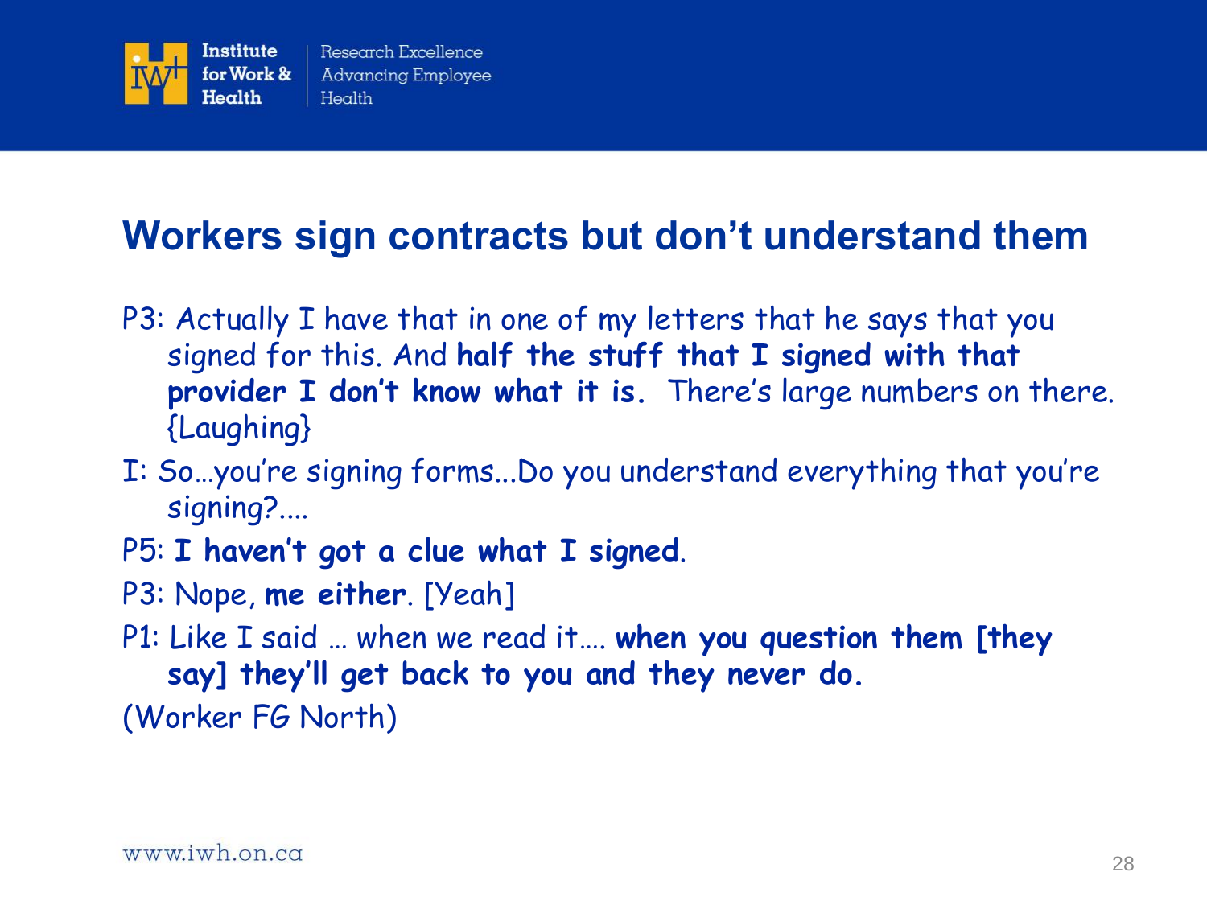# Workers sign contracts but don't understand them

P3: Actually I have that in one of my letters that he says that you signed for this. And **half the stuff that I signed with that provider I don't know what it is.** There's large numbers on there. {Laughing}

I: So…you're signing forms...Do you understand everything that you're signing?....

P5: **I haven't got a clue what I signed**.

P3: Nope, **me either**. [Yeah]

P1: Like I said … when we read it…. **when you question them [they say] they'll get back to you and they never do.**

(Worker FG North)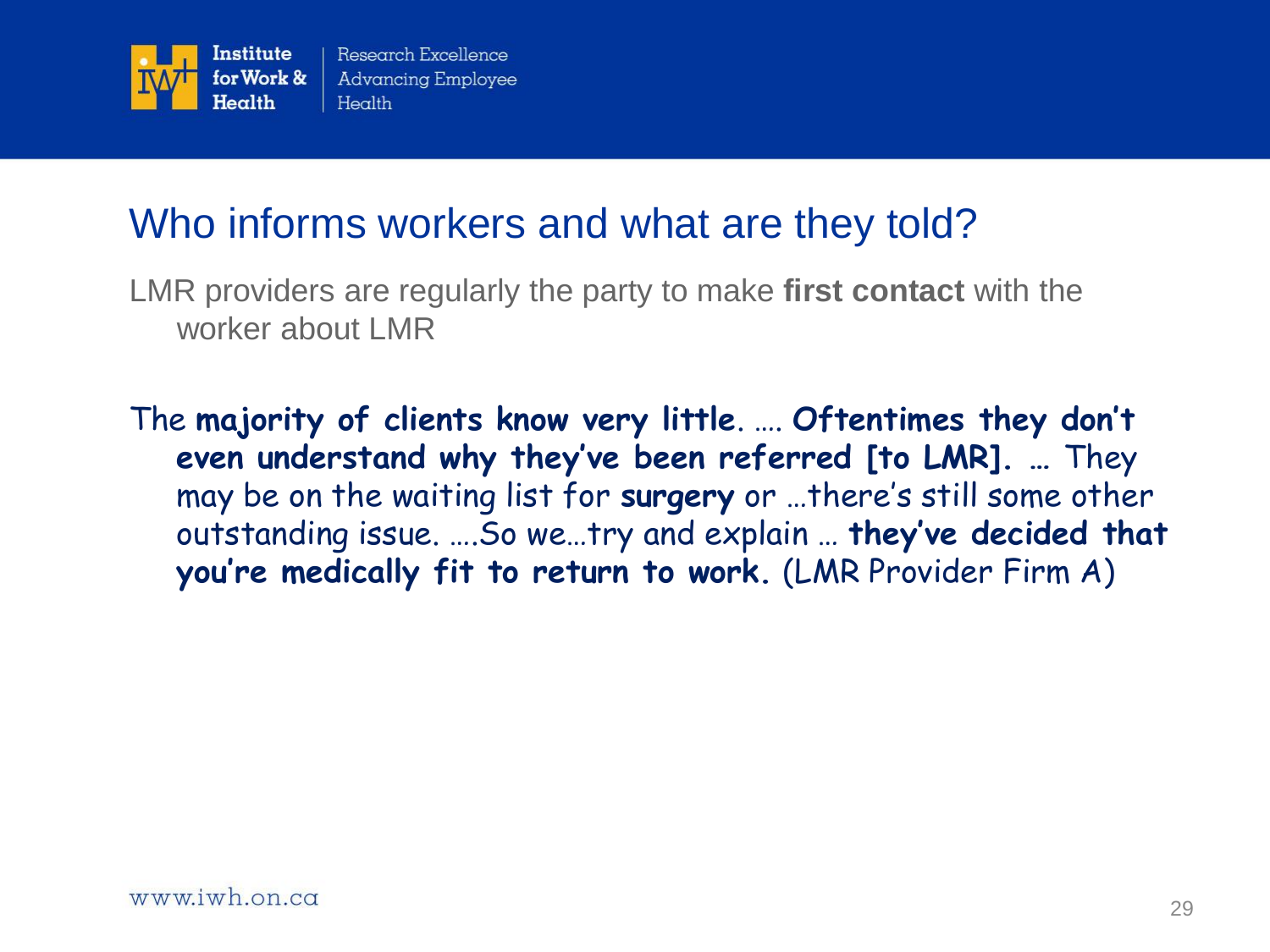# Who informs workers and what are they told?

LMR providers are regularly the party to make **first contact** with the worker about LMR

The **majority of clients know very little**. …. **Oftentimes they don't even understand why they've been referred [to LMR].** … They may be on the waiting list for **surgery** or …there's still some other outstanding issue. ….So we…try and explain … **they've decided that you're medically fit to return to work.** (LMR Provider Firm A)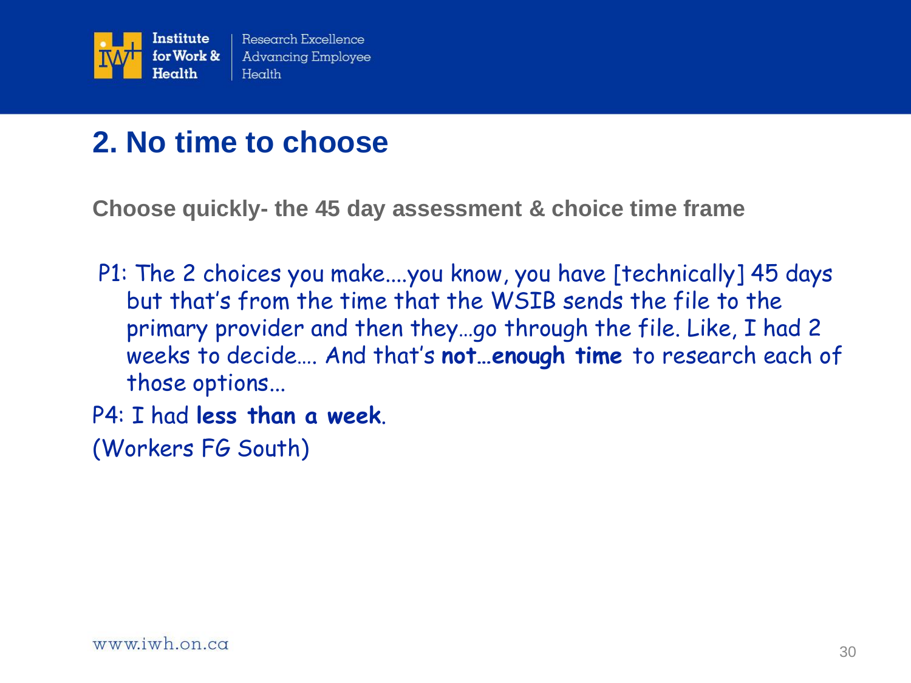## 2. No time to choose

**Choose quickly- the 45 day assessment & choice time frame**

P1: The 2 choices you make....you know, you have [technically] 45 days but that's from the time that the WSIB sends the file to the primary provider and then they…go through the file. Like, I had 2 weeks to decide…. And that's **not…enough time** to research each of those options…

P4: I had **less than a week**.

(Workers FG South)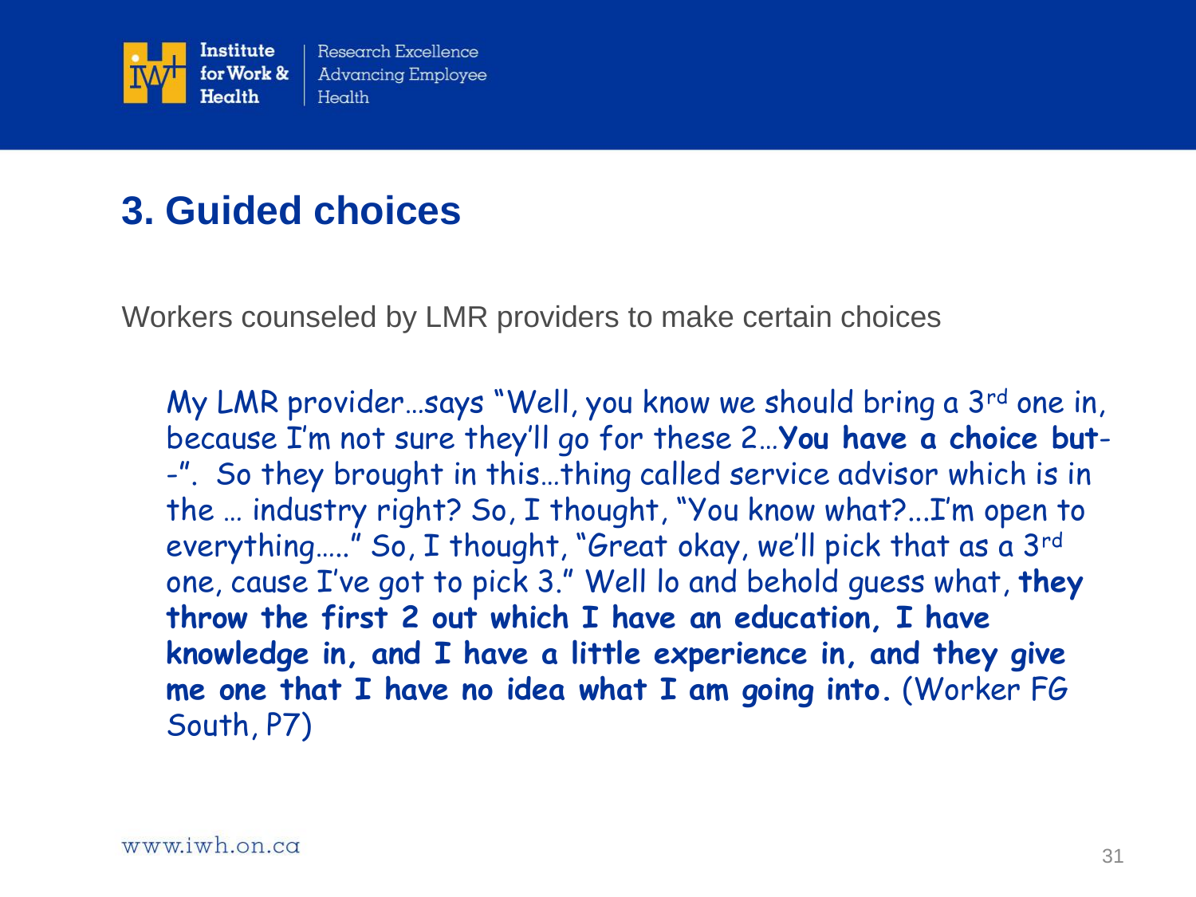## 3. Guided choices

Workers counseled by LMR providers to make certain choices

> My LMR provider…says "Well, you know we should bring a 3rd one in, because I'm not sure they'll go for these 2…**You have a choice but--**". So they brought in this…thing called service advisor which is in the … industry right? So, I thought, "You know what?...I'm open to everything….." So, I thought, "Great okay, we'll pick that as a 3rd one, cause I've got to pick 3." Well lo and behold guess what, **they throw the first 2 out which I have an education, I have knowledge in, and I have a little experience in, and they give me one that I have no idea what I am going into.** (Worker FG South, P7)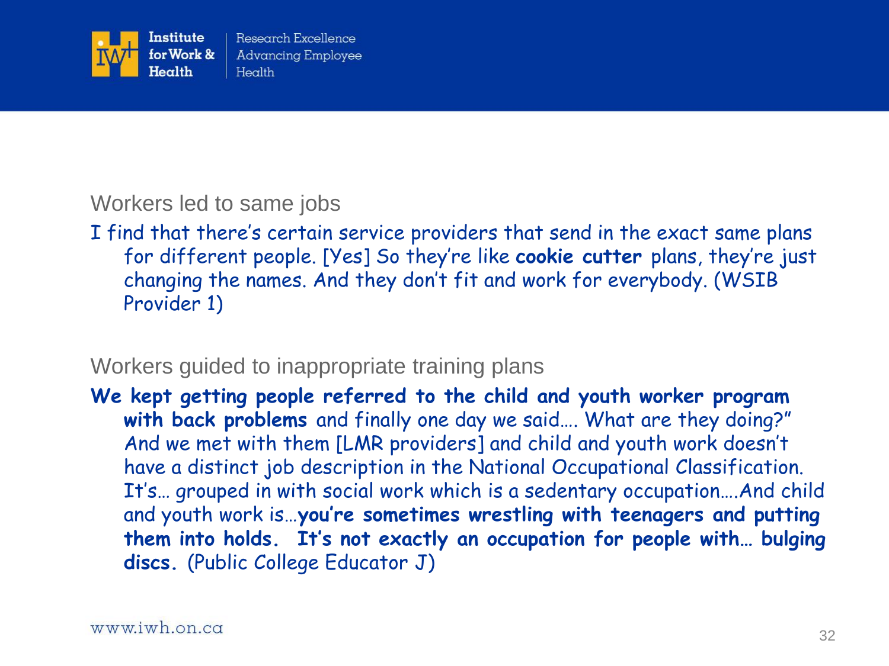Workers led to same jobs

I find that there's certain service providers that send in the exact same plans for different people. [Yes] So they're like **cookie cutter** plans, they're just changing the names. And they don't fit and work for everybody. (WSIB Provider 1)

Workers guided to inappropriate training plans

**We kept getting people referred to the child and youth worker program with back problems** and finally one day we said…. What are they doing?" And we met with them [LMR providers] and child and youth work doesn't have a distinct job description in the National Occupational Classification. It's… grouped in with social work which is a sedentary occupation….And child and youth work is…**you're sometimes wrestling with teenagers and putting them into holds. It's not exactly an occupation for people with… bulging discs.** (Public College Educator J)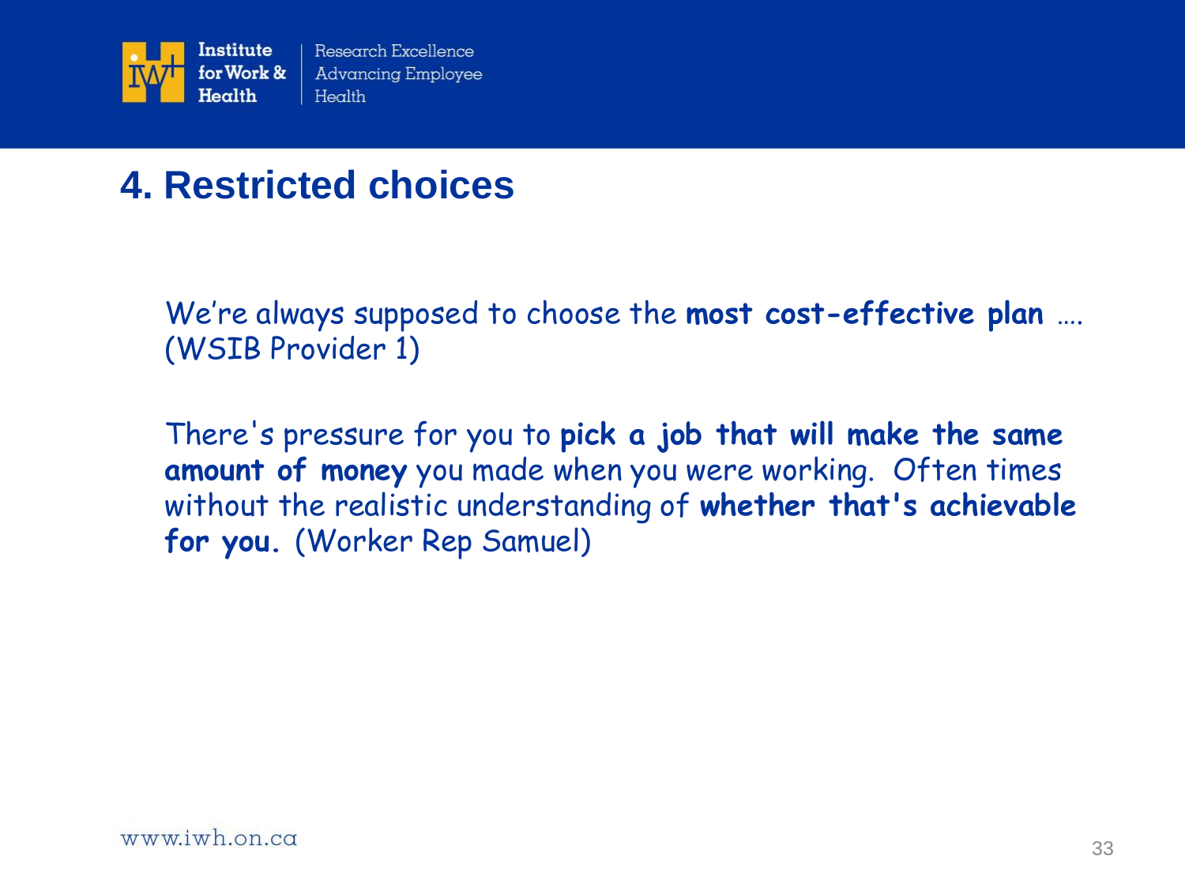# 4. Restricted choices

We're always supposed to choose the **most cost-effective plan** …. (WSIB Provider 1)

There's pressure for you to **pick a job that will make the same amount of money** you made when you were working. Often times without the realistic understanding of **whether that's achievable for you**. (Worker Rep Samuel)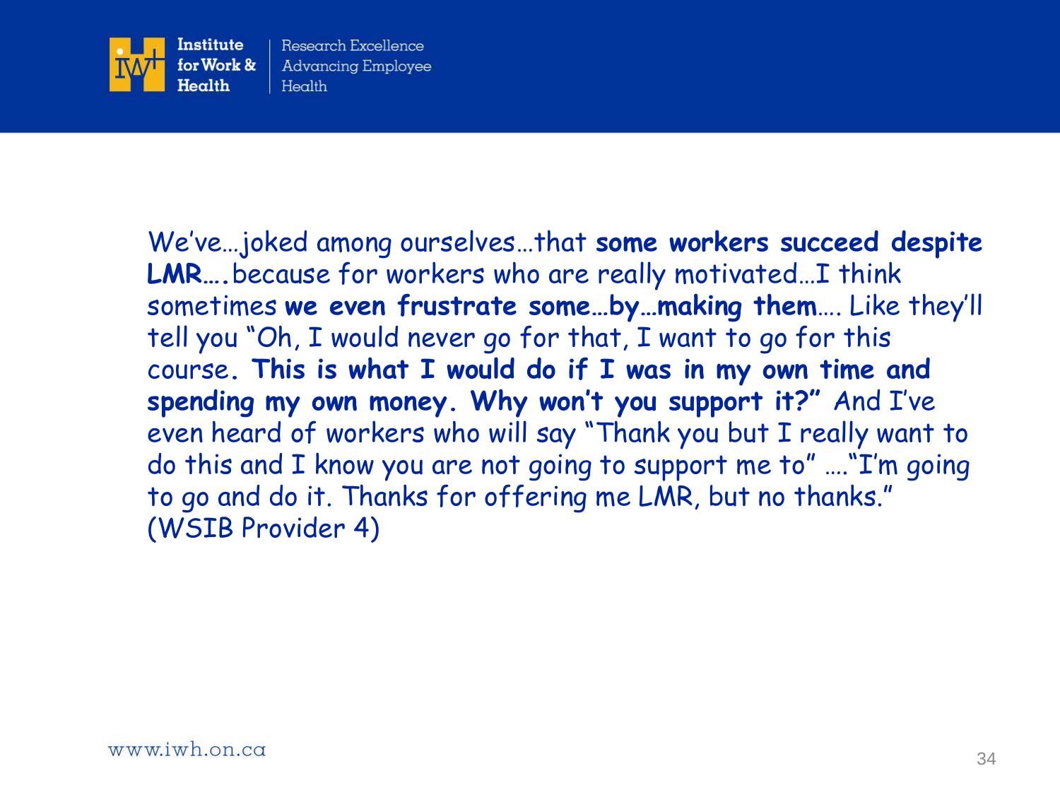We've…joked among ourselves…that **some workers succeed despite LMR….** because for workers who are really motivated…I think sometimes **we even frustrate some…by…making them**…. Like they'll tell you "Oh, I would never go for that, I want to go for this course**. This is what I would do if I was in my own time and spending my own money. Why won't you support it?"** And I've even heard of workers who will say "Thank you but I really want to do this and I know you are not going to support me to" …."I'm going to go and do it. Thanks for offering me LMR, but no thanks." (WSIB Provider 4)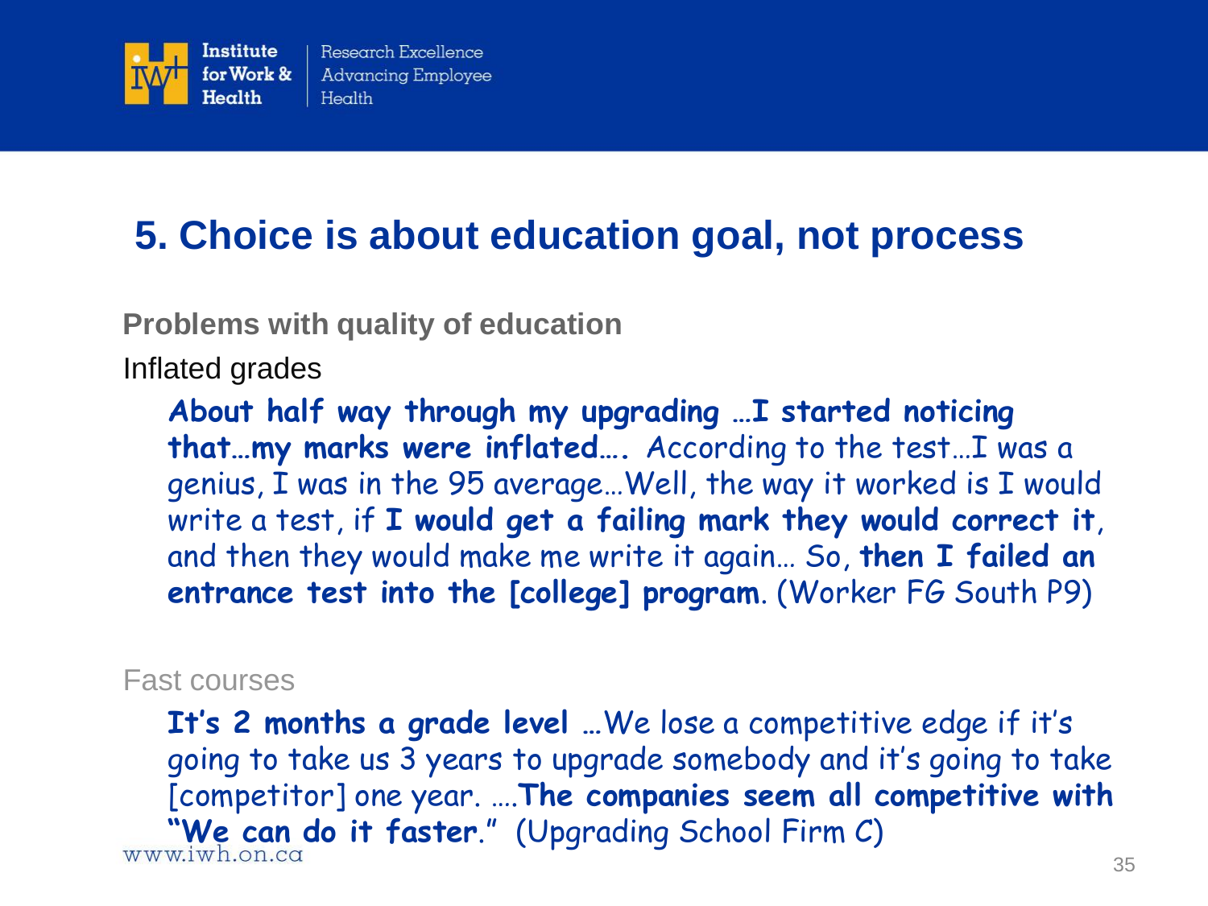# 5. Choice is about education goal, not process

**Problems with quality of education**

Inflated grades

> **About half way through my upgrading …I started noticing that…my marks were inflated….** According to the test…I was a genius, I was in the 95 average…Well, the way it worked is I would write a test, if **I would get a failing mark they would correct it**, and then they would make me write it again… So, **then I failed an entrance test into the [college] program**. (Worker FG South P9)

Fast courses

> **It's 2 months a grade level** …We lose a competitive edge if it's going to take us 3 years to upgrade somebody and it's going to take [competitor] one year. ….**The companies seem all competitive with "We can do it faster**." (Upgrading School Firm C)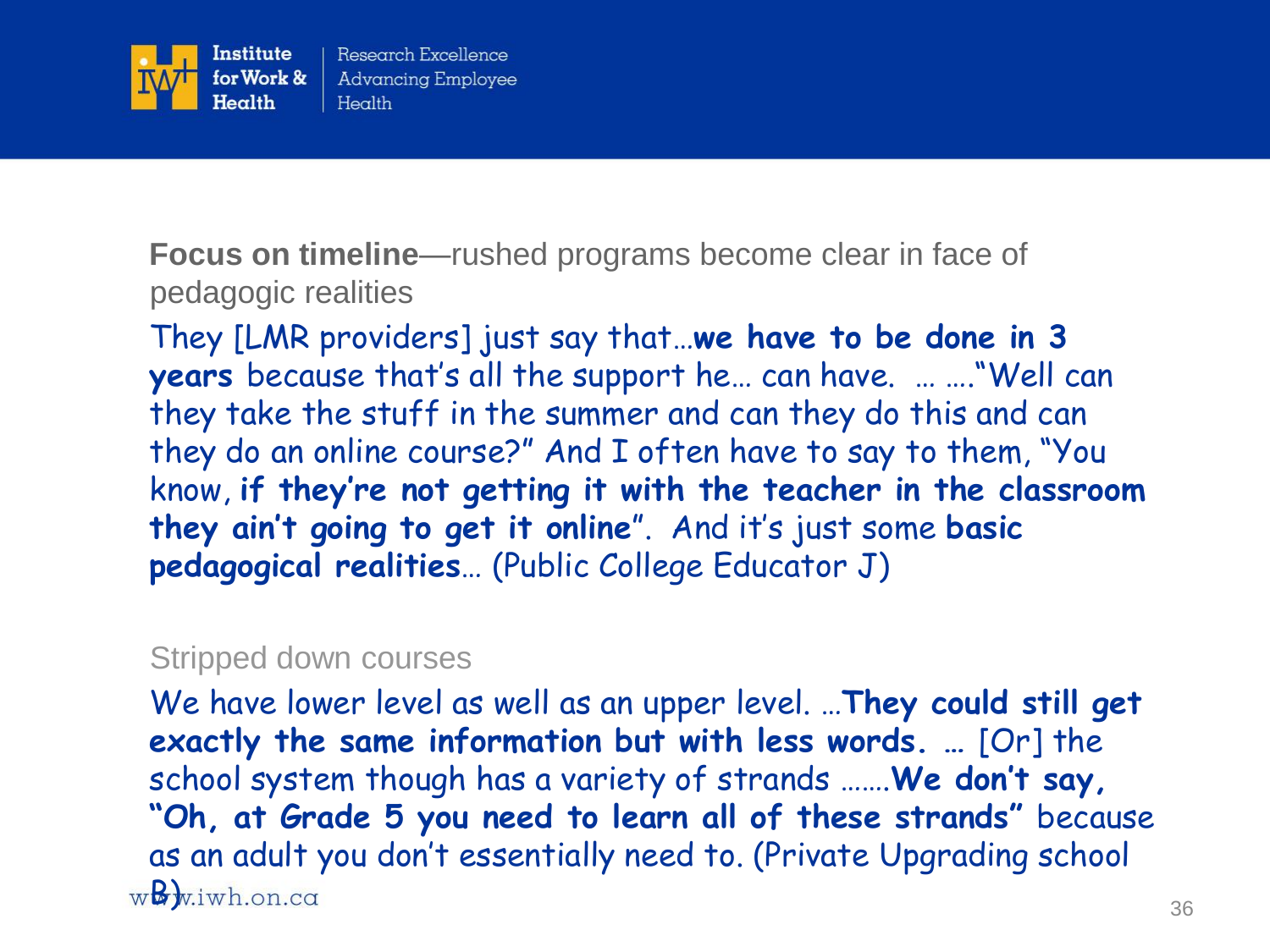**Focus on timeline**—rushed programs become clear in face of pedagogic realities

They [LMR providers] just say that…**we have to be done in 3 years** because that's all the support he… can have. … ….“Well can they take the stuff in the summer and can they do this and can they do an online course?” And I often have to say to them, “You know, **if they're not getting it with the teacher in the classroom they ain't going to get it online**”. And it's just some **basic pedagogical realities**… (Public College Educator J)

Stripped down courses

We have lower level as well as an upper level. …**They could still get exactly the same information but with less words.** … [Or] the school system though has a variety of strands …….**We don't say, “Oh, at Grade 5 you need to learn all of these strands”** because as an adult you don't essentially need to. (Private Upgrading school B)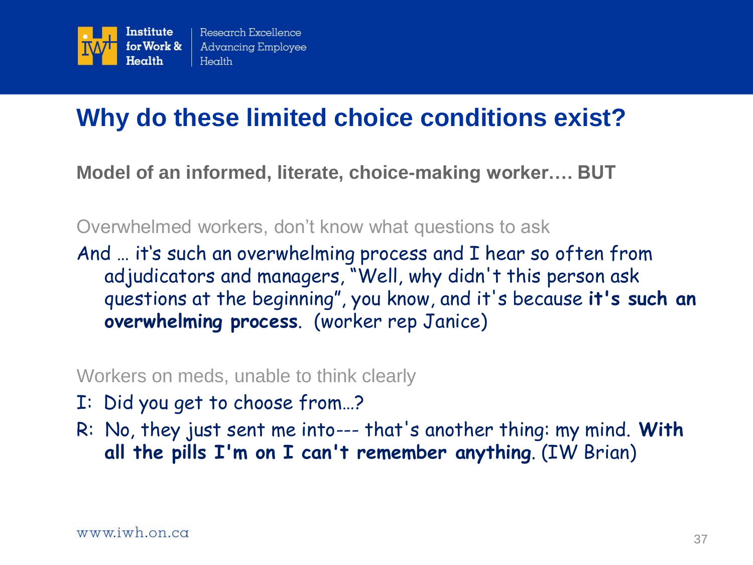# Why do these limited choice conditions exist?

**Model of an informed, literate, choice-making worker…. BUT**

Overwhelmed workers, don't know what questions to ask

And … it's such an overwhelming process and I hear so often from adjudicators and managers, "Well, why didn't this person ask questions at the beginning", you know, and it's because **it's such an overwhelming process**. (worker rep Janice)

Workers on meds, unable to think clearly

I: Did you get to choose from…?

R: No, they just sent me into--- that's another thing: my mind. **With all the pills I'm on I can't remember anything**. (IW Brian)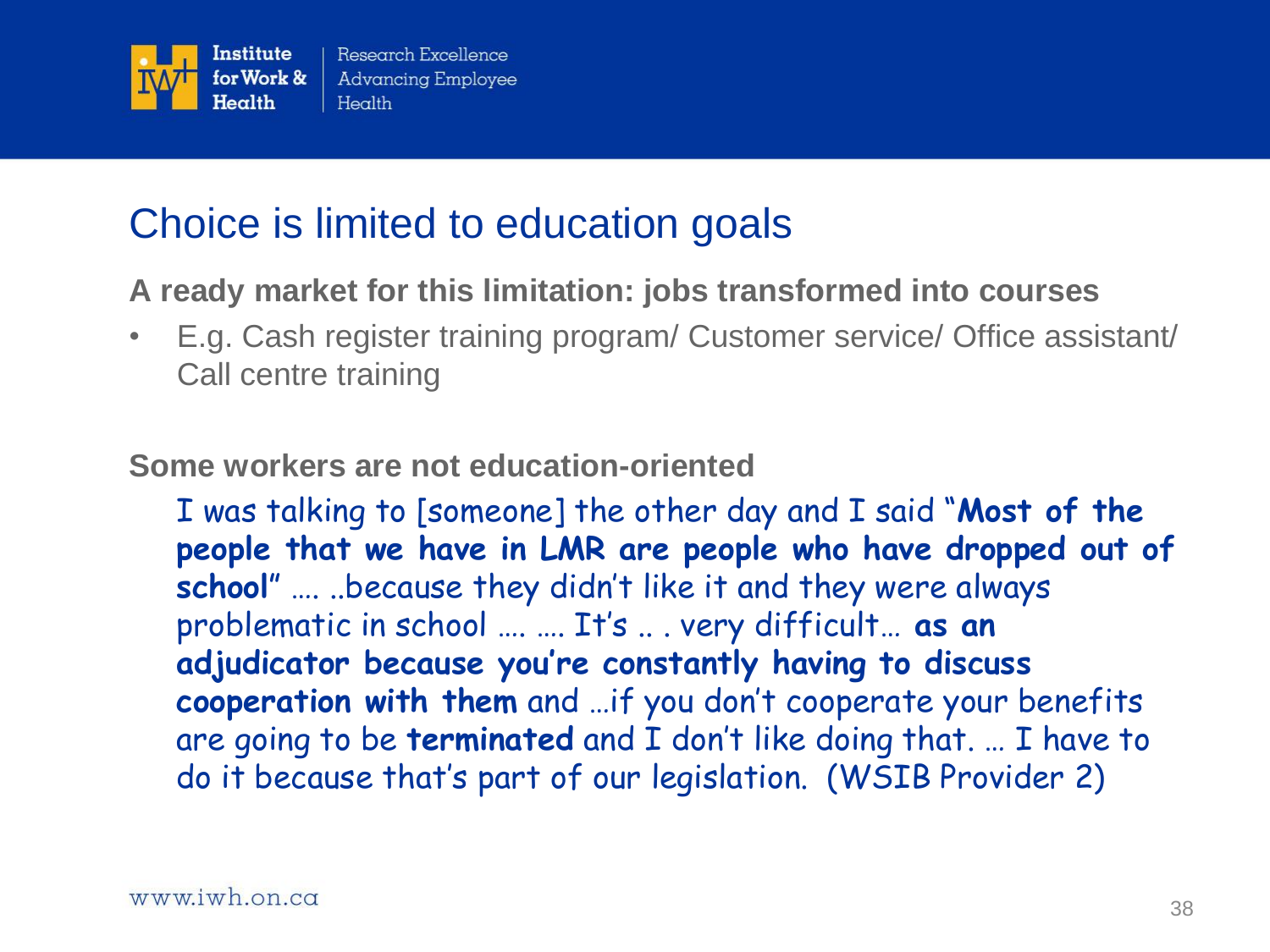# Choice is limited to education goals

**A ready market for this limitation: jobs transformed into courses**

- E.g. Cash register training program/ Customer service/ Office assistant/ Call centre training

**Some workers are not education-oriented**

I was talking to [someone] the other day and I said "**Most of the people that we have in LMR are people who have dropped out of school**" …. ..because they didn't like it and they were always problematic in school …. …. It's .. . very difficult… **as an adjudicator because you're constantly having to discuss cooperation with them** and …if you don't cooperate your benefits are going to be **terminated** and I don't like doing that. … I have to do it because that's part of our legislation. (WSIB Provider 2)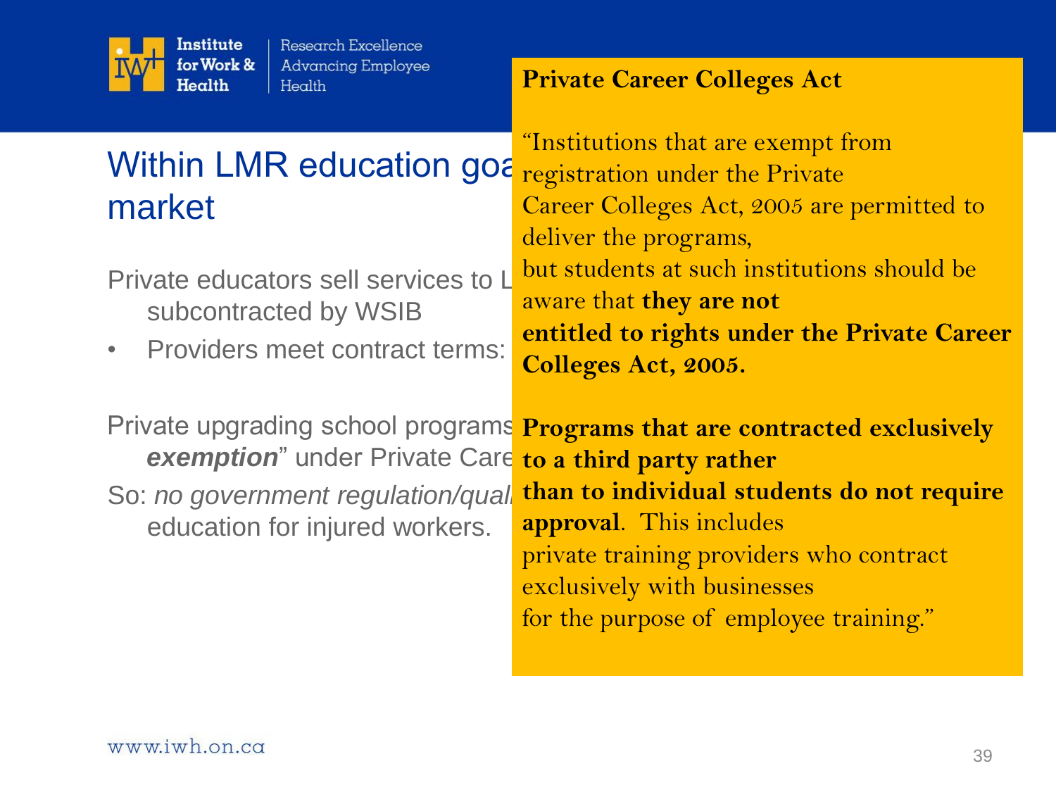# Within LMR education goa market

Private educators sell services to L subcontracted by WSIB

- Providers meet contract terms:

Private upgrading school programs ***exemption***" under Private Care

So: *no government regulation/quali* education for injured workers.

**Private Career Colleges Act**

"Institutions that are exempt from registration under the Private Career Colleges Act, 2005 are permitted to deliver the programs, but students at such institutions should be aware that **they are not entitled to rights under the Private Career Colleges Act, 2005.**

**Programs that are contracted exclusively to a third party rather than to individual students do not require approval**. This includes private training providers who contract exclusively with businesses for the purpose of employee training."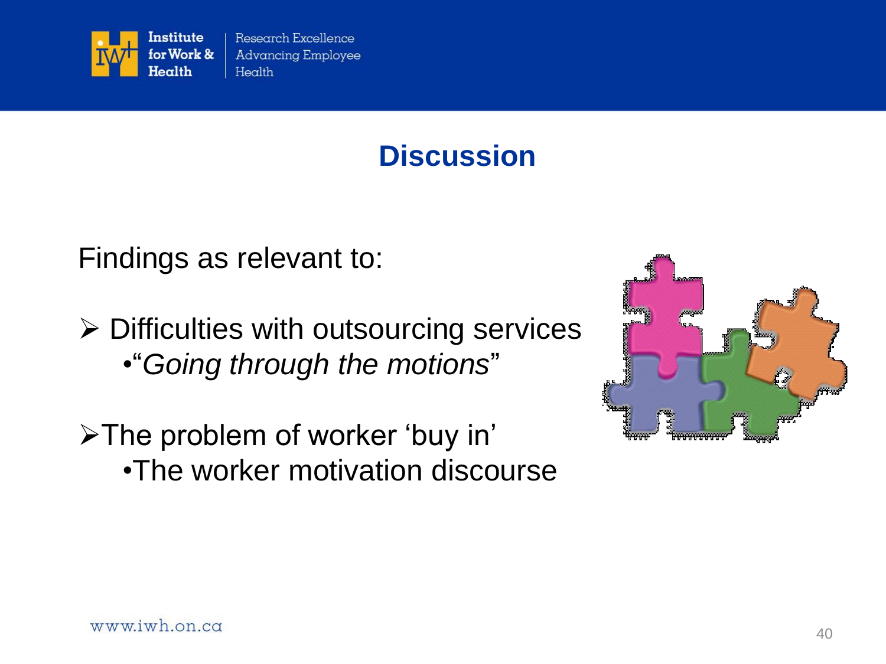# Discussion

Findings as relevant to:

- Difficulties with outsourcing services
  - "*Going through the motions*"

- The problem of worker 'buy in'
  - The worker motivation discourse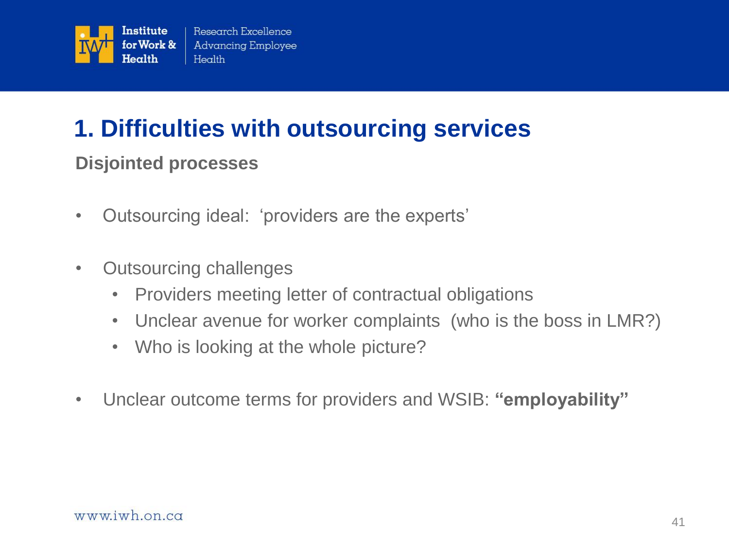## 1. Difficulties with outsourcing services

### Disjointed processes

- Outsourcing ideal: 'providers are the experts'
- Outsourcing challenges
  - Providers meeting letter of contractual obligations
  - Unclear avenue for worker complaints (who is the boss in LMR?)
  - Who is looking at the whole picture?
- Unclear outcome terms for providers and WSIB: **"employability"**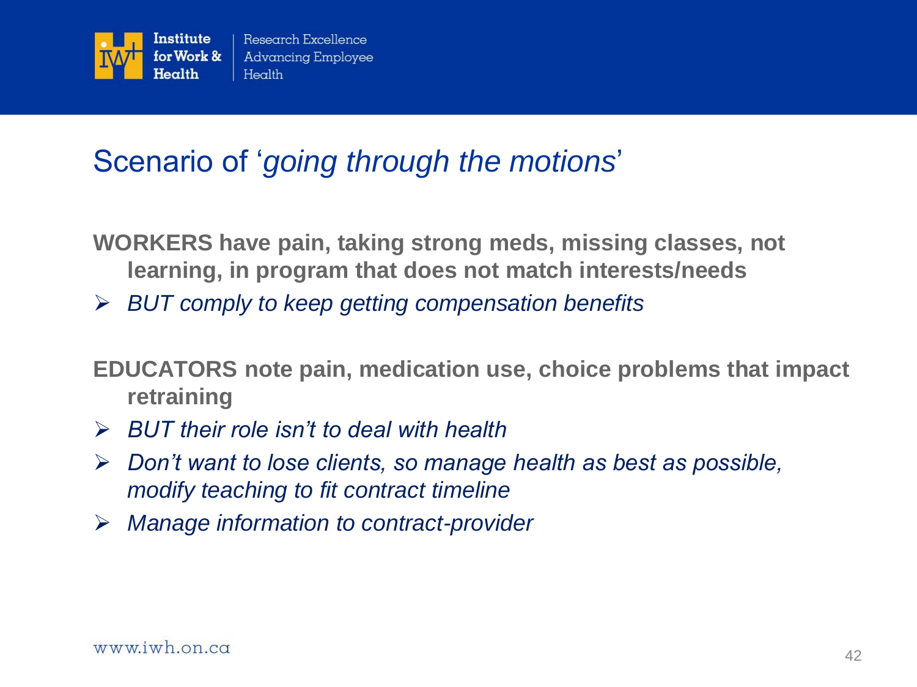# Scenario of '*going through the motions*'

**WORKERS have pain, taking strong meds, missing classes, not learning, in program that does not match interests/needs**

- *BUT comply to keep getting compensation benefits*

**EDUCATORS note pain, medication use, choice problems that impact retraining**

- *BUT their role isn't to deal with health*
- *Don't want to lose clients, so manage health as best as possible, modify teaching to fit contract timeline*
- *Manage information to contract-provider*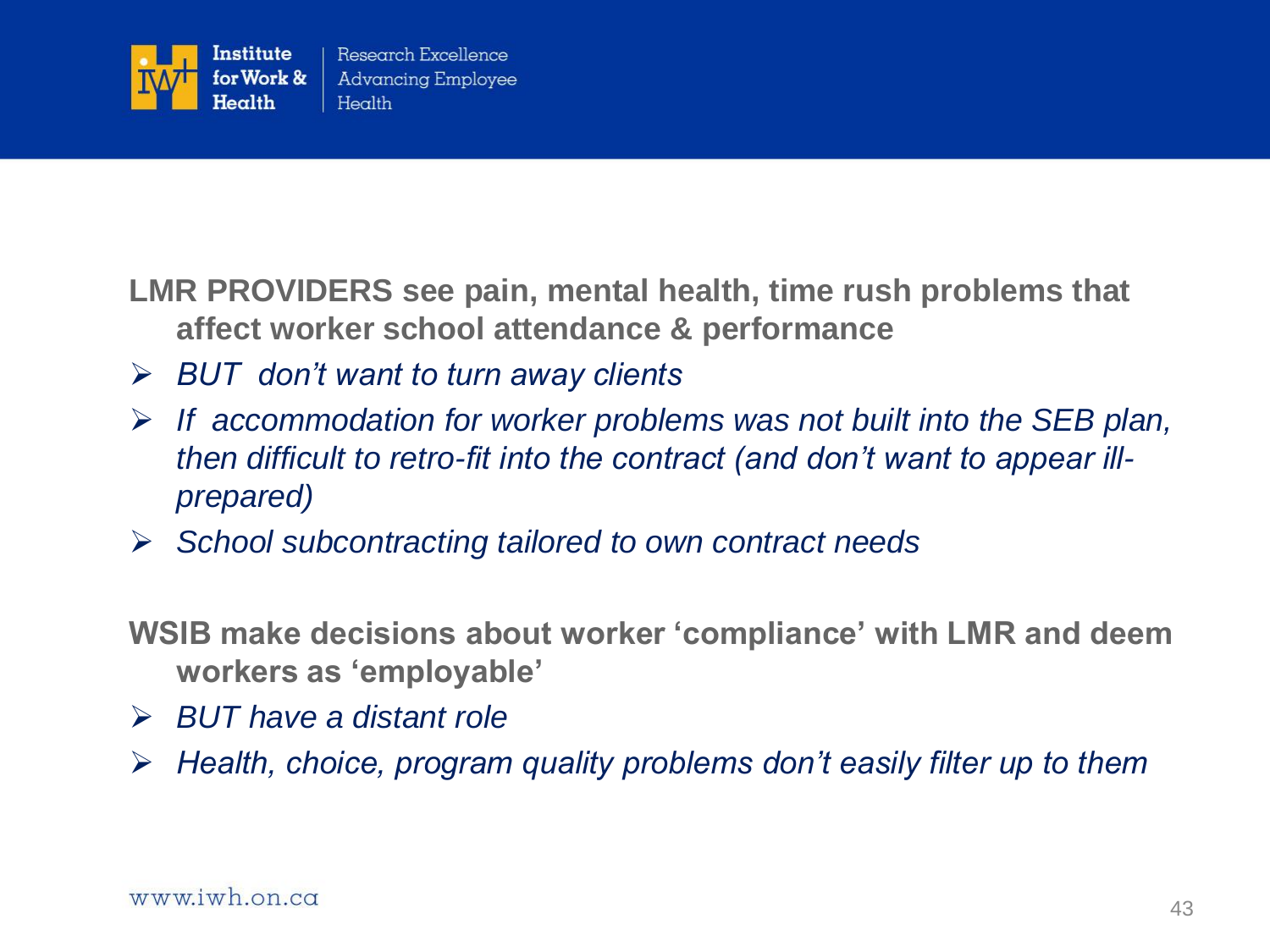**LMR PROVIDERS see pain, mental health, time rush problems that affect worker school attendance & performance**

- *BUT don't want to turn away clients*
- *If accommodation for worker problems was not built into the SEB plan, then difficult to retro-fit into the contract (and don't want to appear ill-prepared)*
- *School subcontracting tailored to own contract needs*

**WSIB make decisions about worker 'compliance' with LMR and deem workers as 'employable'**

- *BUT have a distant role*
- *Health, choice, program quality problems don't easily filter up to them*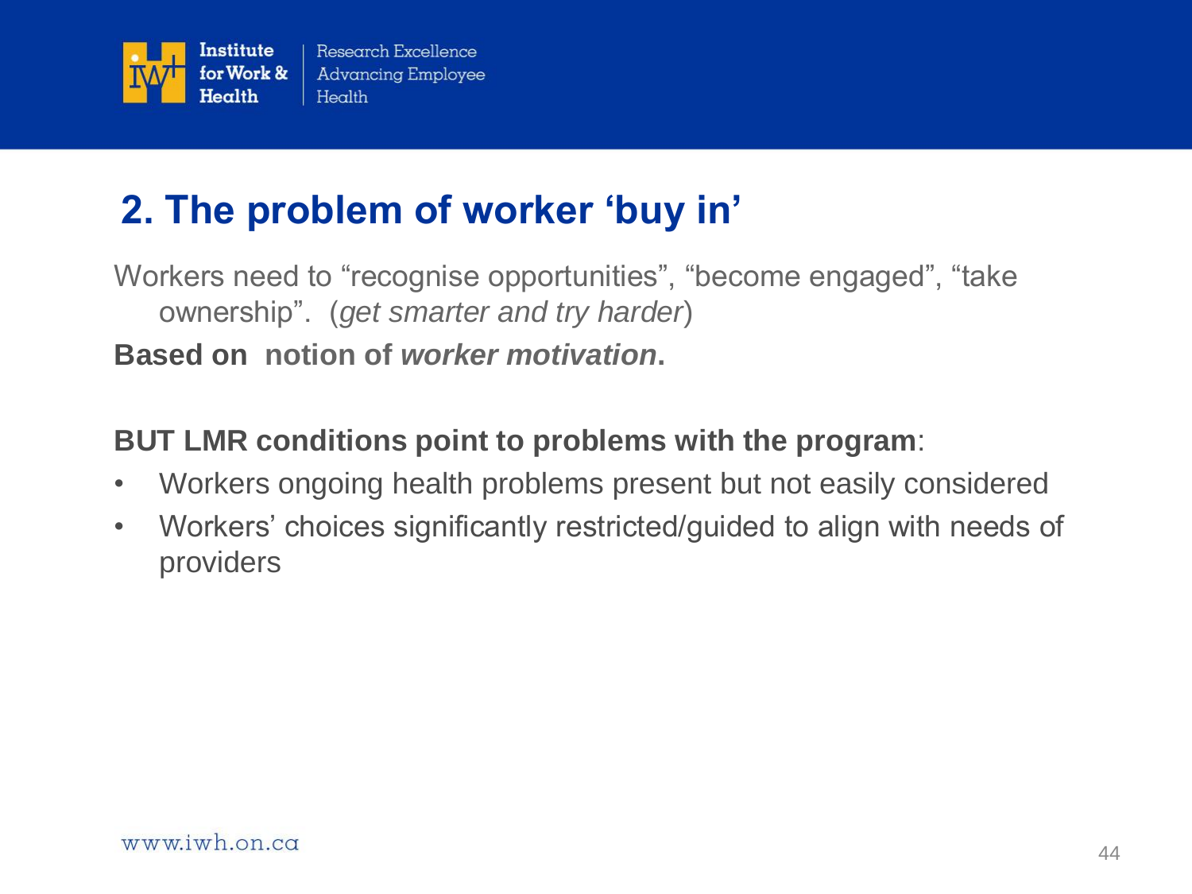## 2. The problem of worker 'buy in'

Workers need to "recognise opportunities", "become engaged", "take ownership". (*get smarter and try harder*)

**Based on notion of *worker motivation*.**

**BUT LMR conditions point to problems with the program**:

- Workers ongoing health problems present but not easily considered
- Workers' choices significantly restricted/guided to align with needs of providers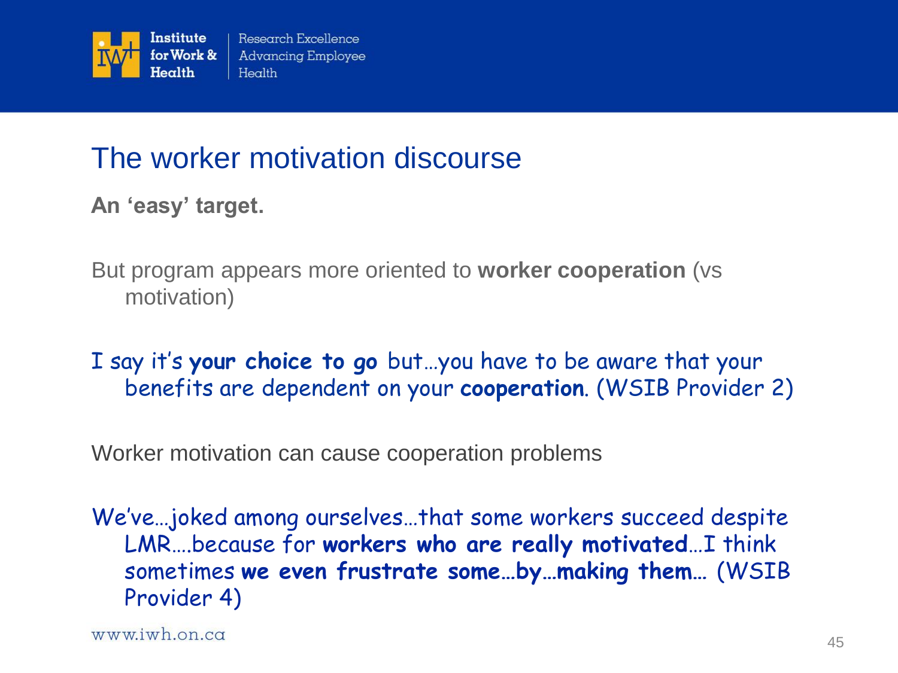# The worker motivation discourse

**An 'easy' target.**

But program appears more oriented to **worker cooperation** (vs motivation)

I say it's **your choice to go** but…you have to be aware that your benefits are dependent on your **cooperation**. (WSIB Provider 2)

Worker motivation can cause cooperation problems

We've…joked among ourselves…that some workers succeed despite LMR….because for **workers who are really motivated**…I think sometimes **we even frustrate some…by…making them…** (WSIB Provider 4)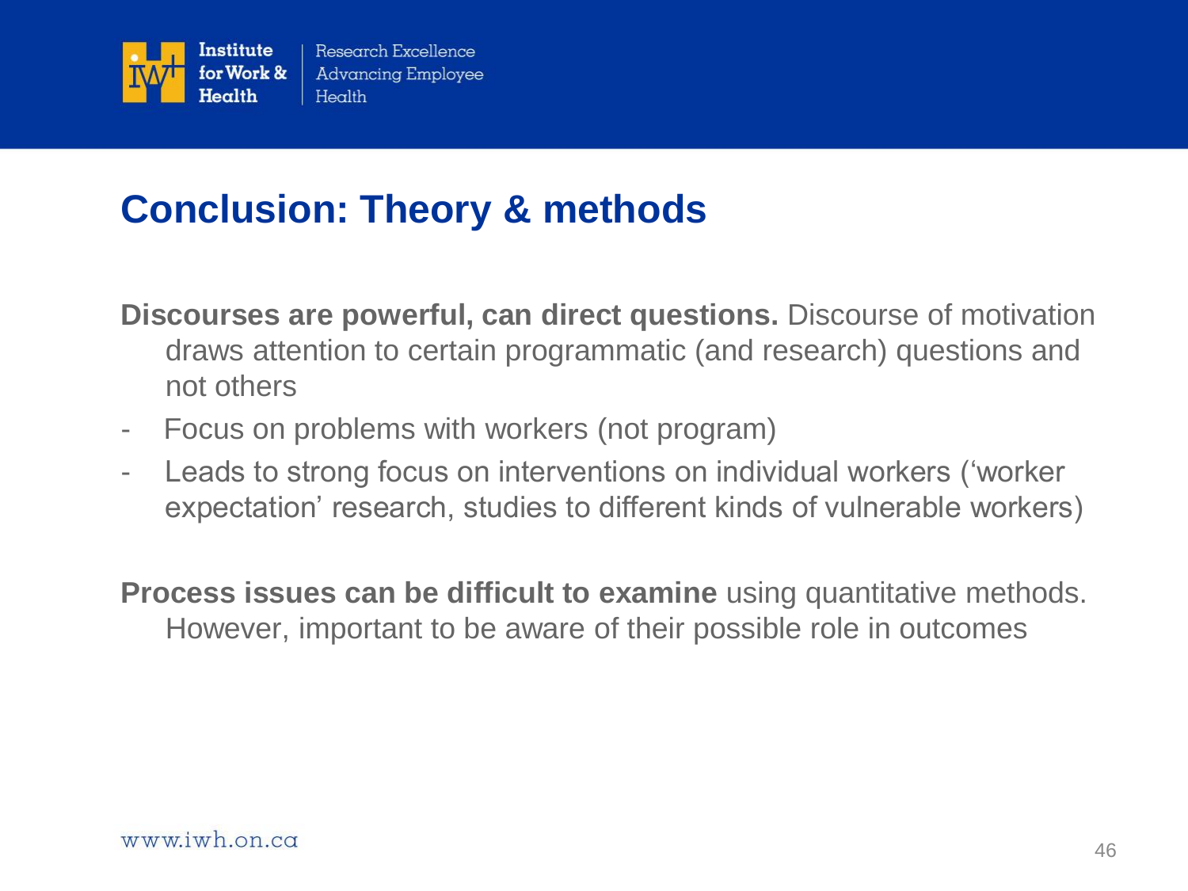# Conclusion: Theory & methods

**Discourses are powerful, can direct questions.** Discourse of motivation draws attention to certain programmatic (and research) questions and not others

- Focus on problems with workers (not program)
- Leads to strong focus on interventions on individual workers ('worker expectation' research, studies to different kinds of vulnerable workers)

**Process issues can be difficult to examine** using quantitative methods. However, important to be aware of their possible role in outcomes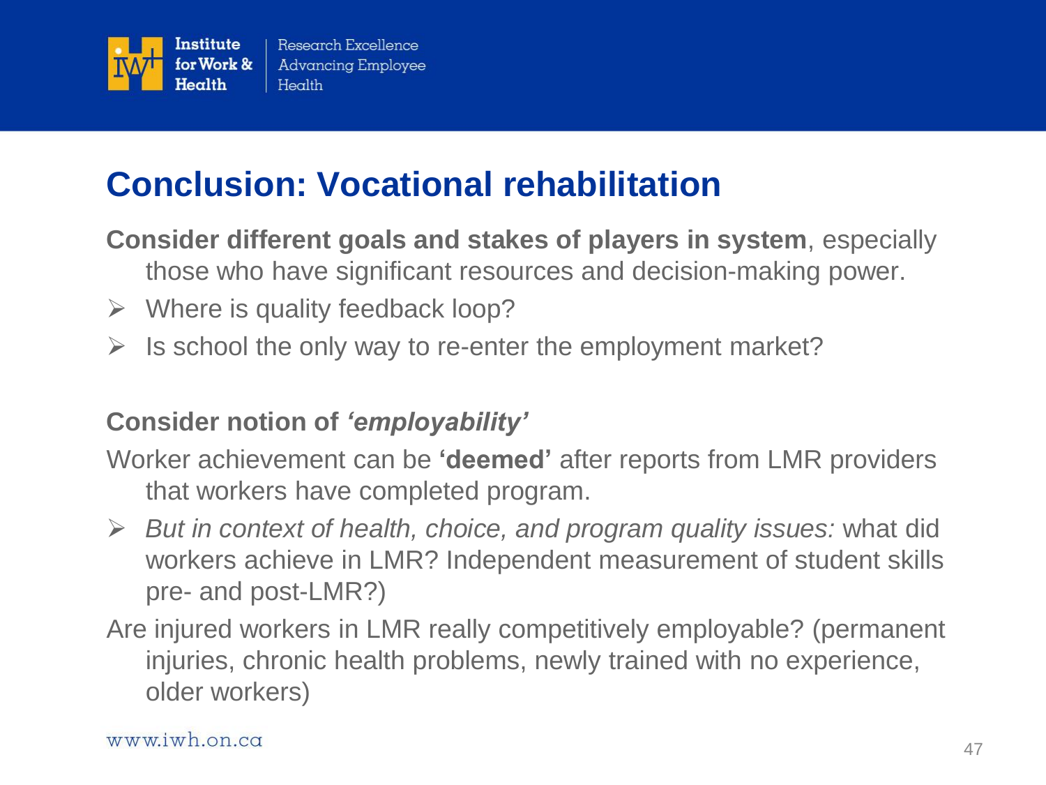# Conclusion: Vocational rehabilitation

**Consider different goals and stakes of players in system**, especially those who have significant resources and decision-making power.

- Where is quality feedback loop?
- Is school the only way to re-enter the employment market?

**Consider notion of *'employability'***

Worker achievement can be **'deemed'** after reports from LMR providers that workers have completed program.

- *But in context of health, choice, and program quality issues:* what did workers achieve in LMR? Independent measurement of student skills pre- and post-LMR?)

Are injured workers in LMR really competitively employable? (permanent injuries, chronic health problems, newly trained with no experience, older workers)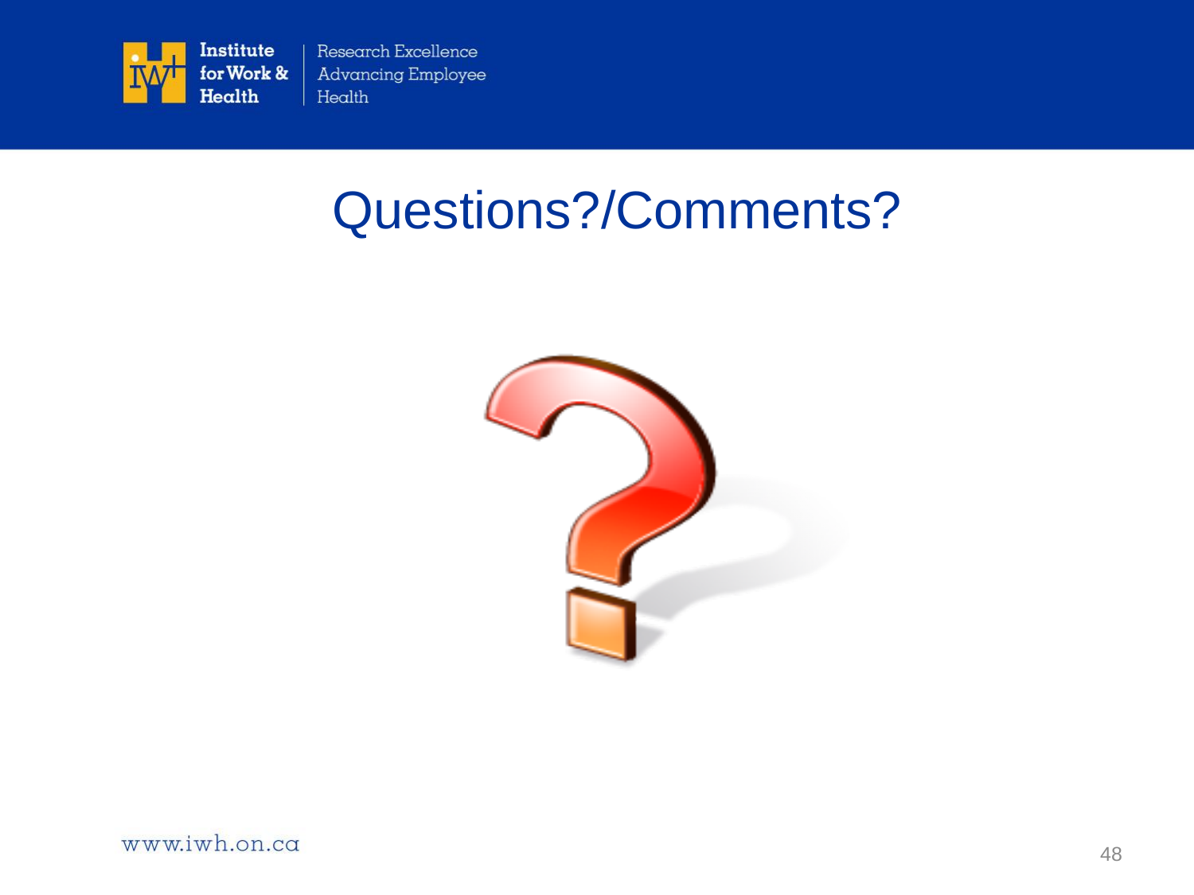# Questions?/Comments?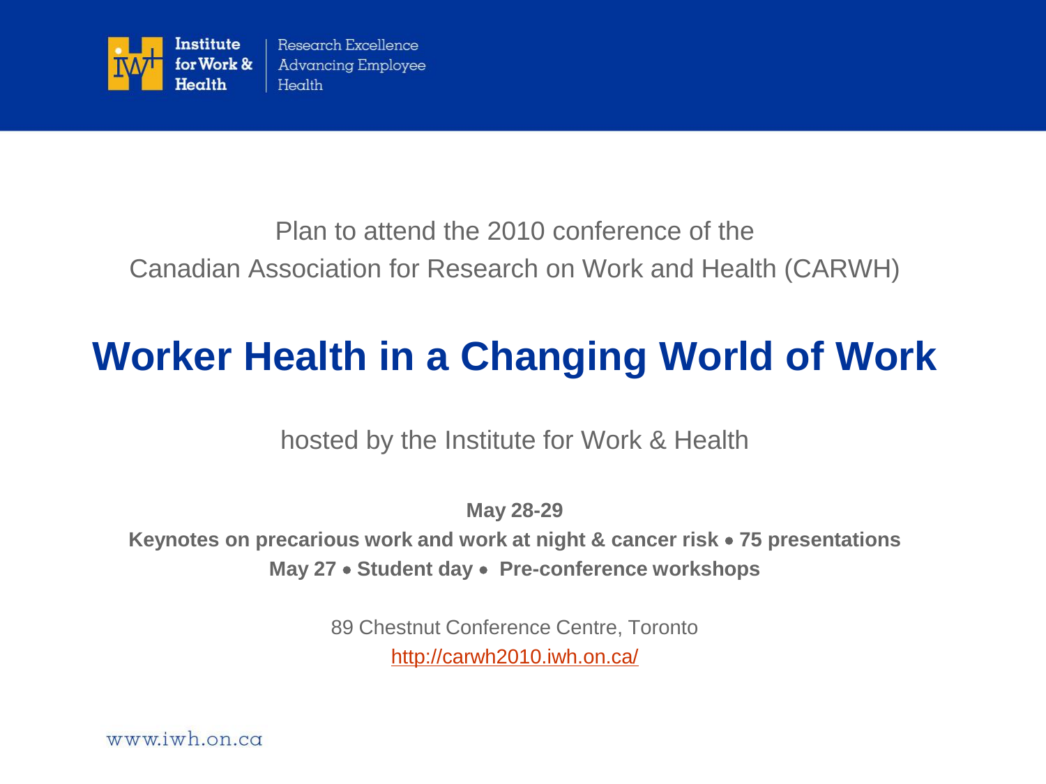Plan to attend the 2010 conference of the
Canadian Association for Research on Work and Health (CARWH)

# Worker Health in a Changing World of Work

hosted by the Institute for Work & Health

**May 28-29**

**Keynotes on precarious work and work at night & cancer risk • 75 presentations**

**May 27 • Student day • Pre-conference workshops**

89 Chestnut Conference Centre, Toronto

http://carwh2010.iwh.on.ca/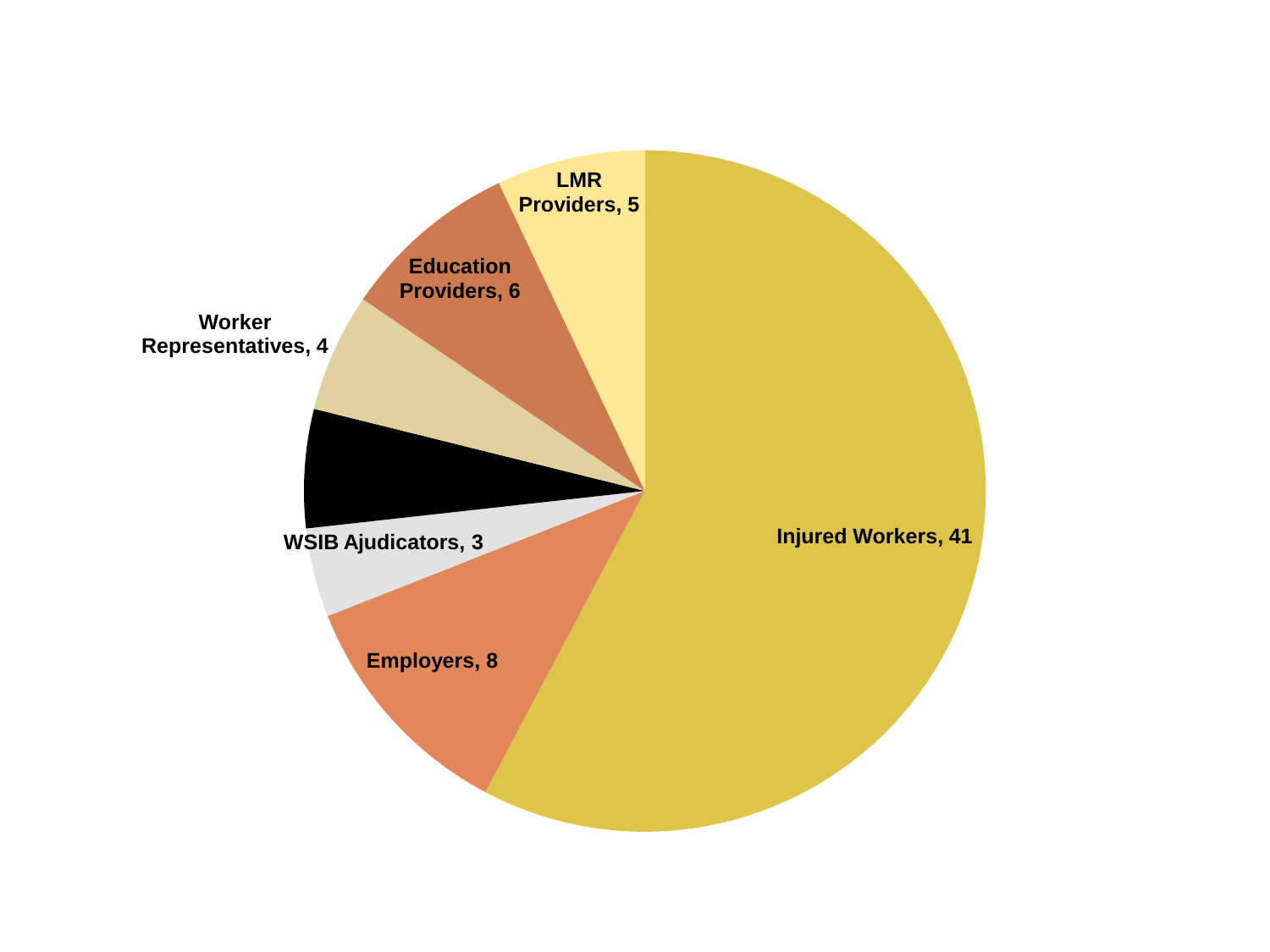LMR Providers, 5

Education Providers, 6

Worker Representatives, 4

WSIB Ajudicators, 3

Employers, 8

Injured Workers, 41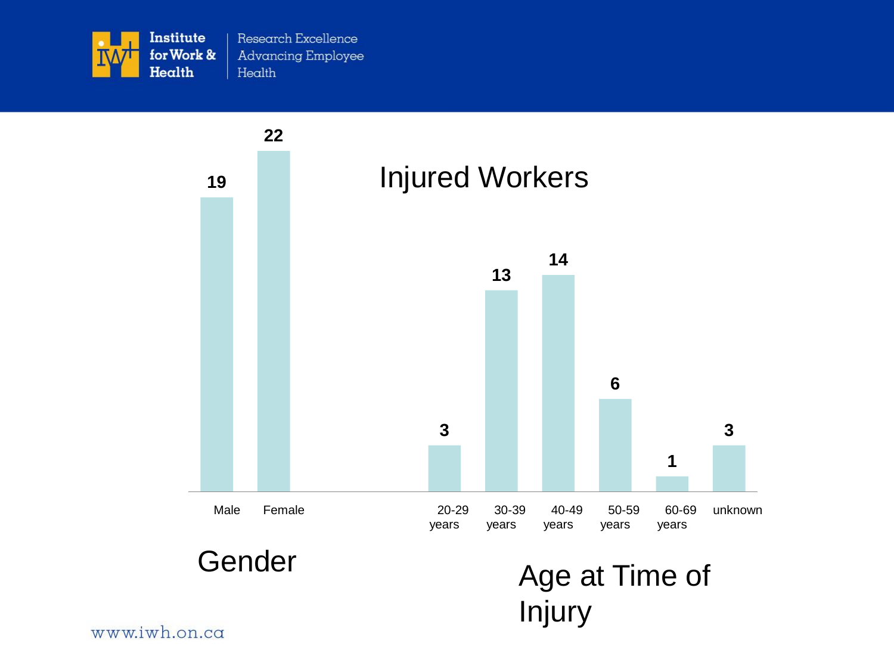# Injured Workers

## Gender

| Gender | Count |
|---|---|
| Male | 19 |
| Female | 22 |

## Age at Time of Injury

| Age | Count |
|---|---|
| 20-29 years | 3 |
| 30-39 years | 13 |
| 40-49 years | 14 |
| 50-59 years | 6 |
| 60-69 years | 1 |
| unknown | 3 |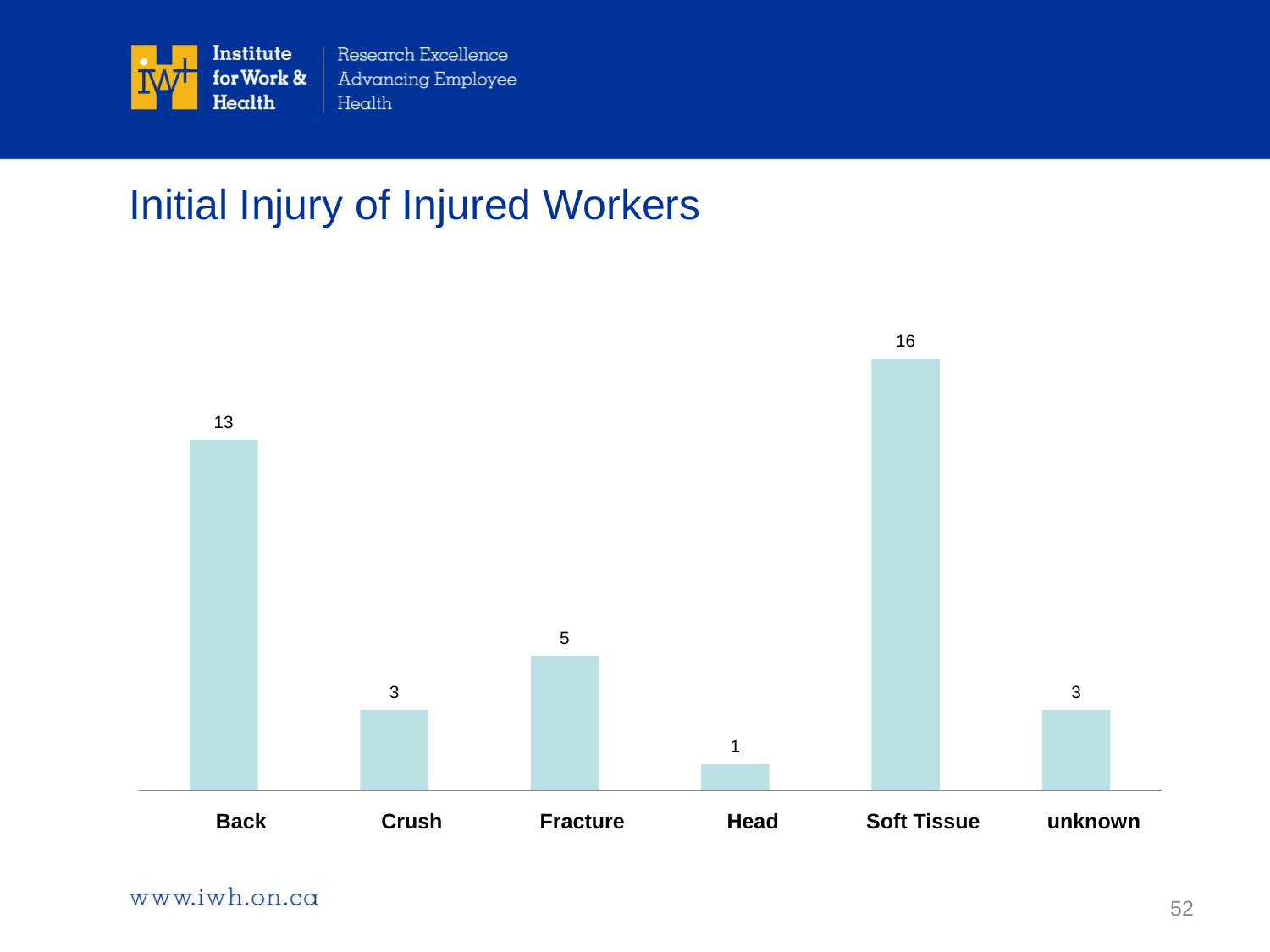# Initial Injury of Injured Workers

| Initial Injury | Count |
|---|---|
| Back | 13 |
| Crush | 3 |
| Fracture | 5 |
| Head | 1 |
| Soft Tissue | 16 |
| unknown | 3 |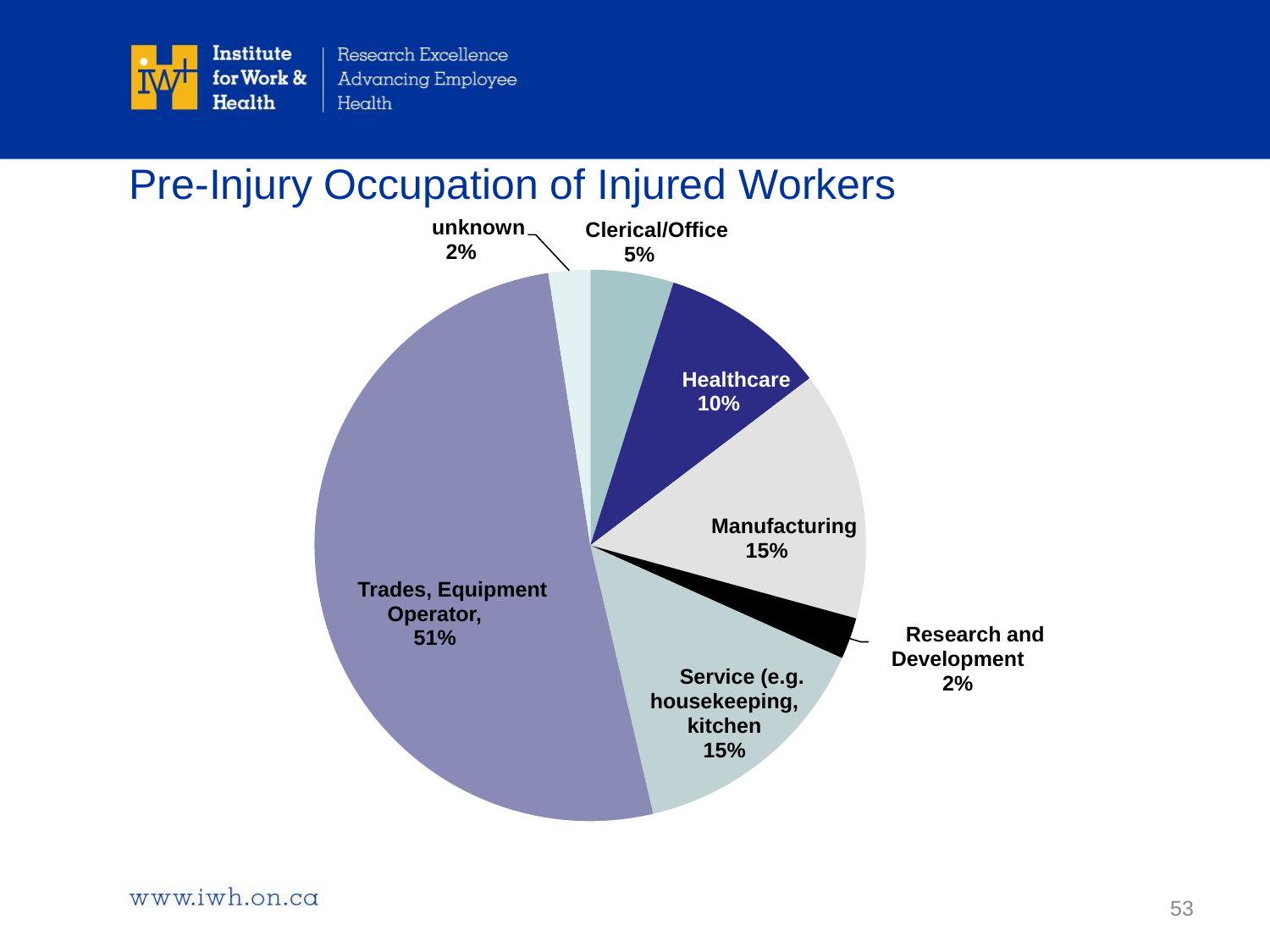# Pre-Injury Occupation of Injured Workers

| Occupation | Percentage |
| --- | --- |
| unknown | 2% |
| Clerical/Office | 5% |
| Healthcare | 10% |
| Manufacturing | 15% |
| Research and Development | 2% |
| Service (e.g. housekeeping, kitchen | 15% |
| Trades, Equipment Operator, | 51% |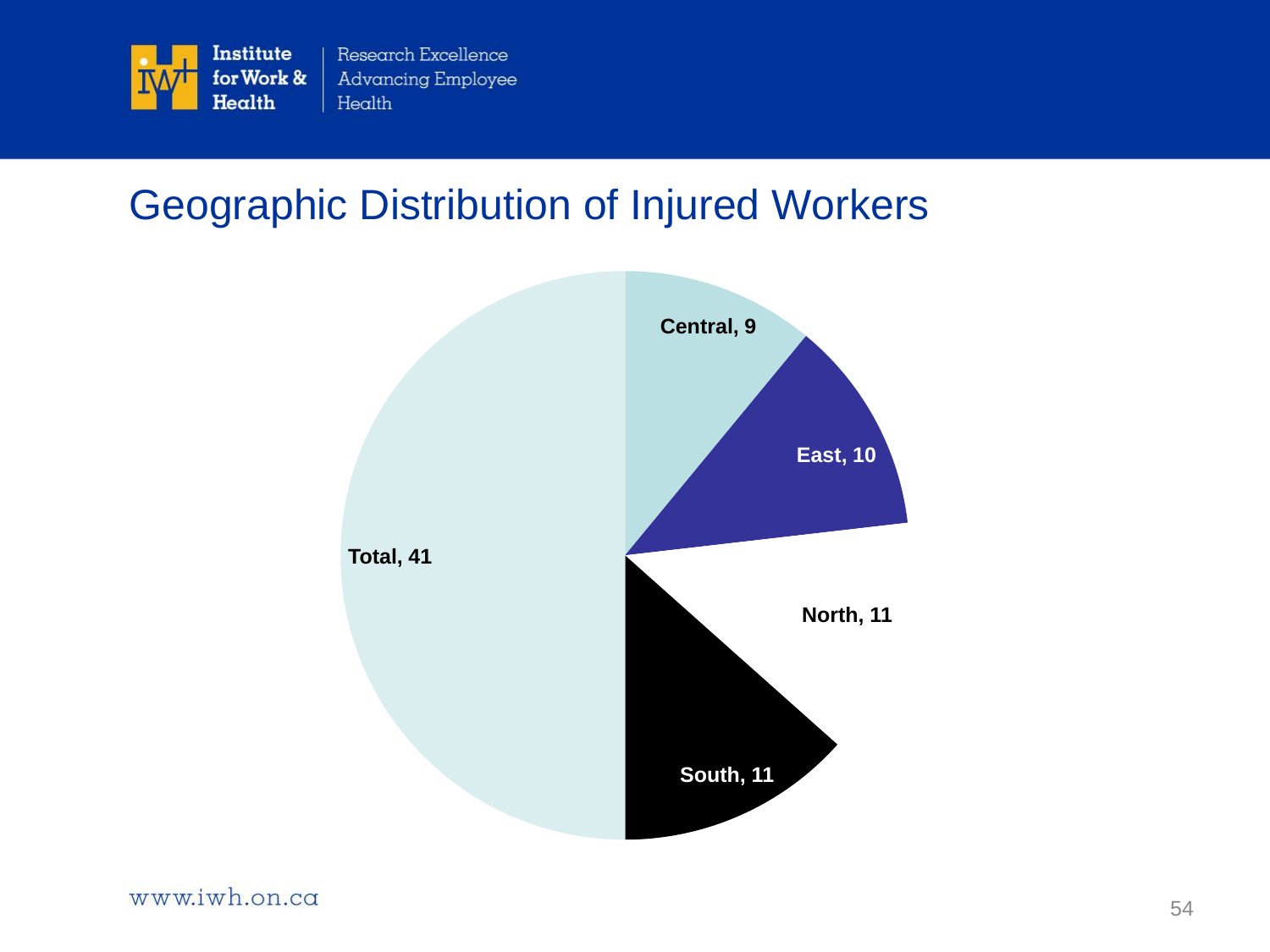## Geographic Distribution of Injured Workers

Central, 9

East, 10

North, 11

South, 11

Total, 41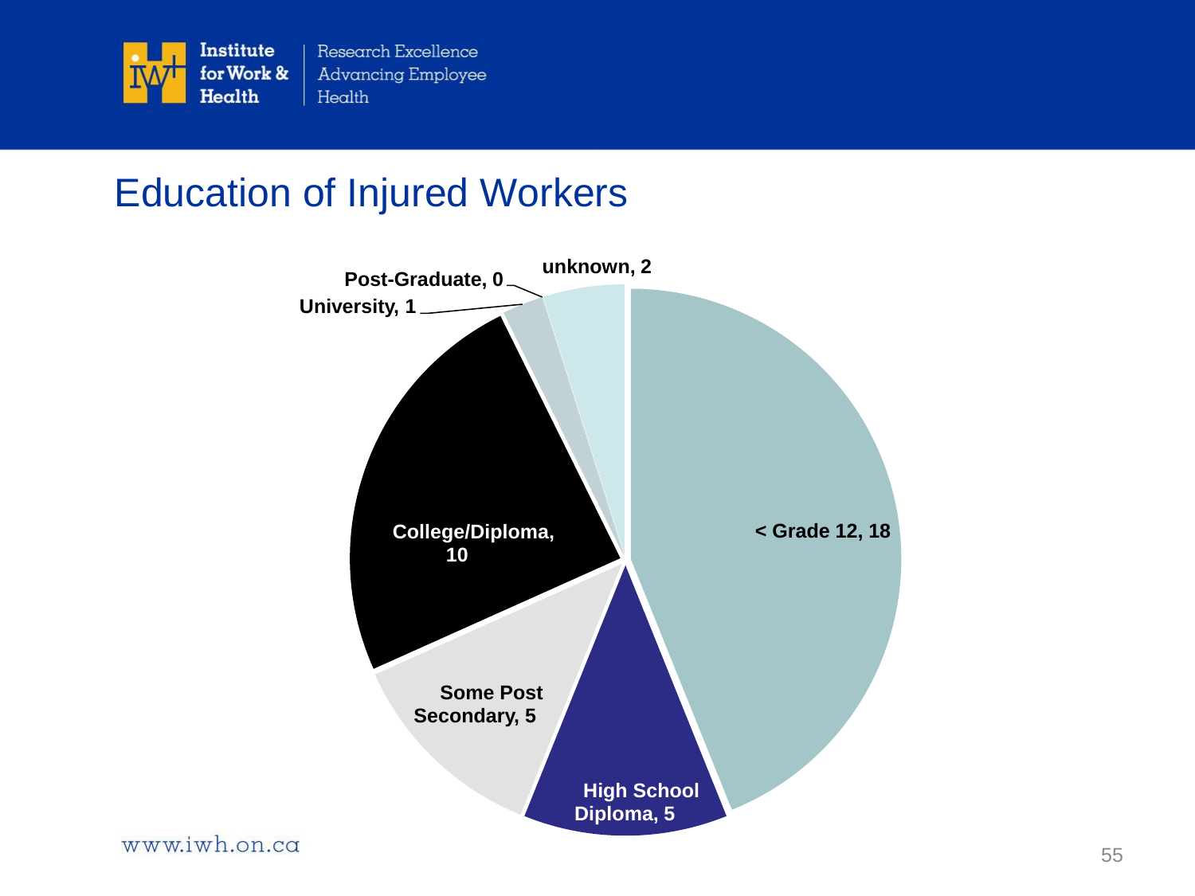# Education of Injured Workers

| Education | Count |
|---|---|
| < Grade 12 | 18 |
| High School Diploma | 5 |
| Some Post Secondary | 5 |
| College/Diploma | 10 |
| University | 1 |
| Post-Graduate | 0 |
| unknown | 2 |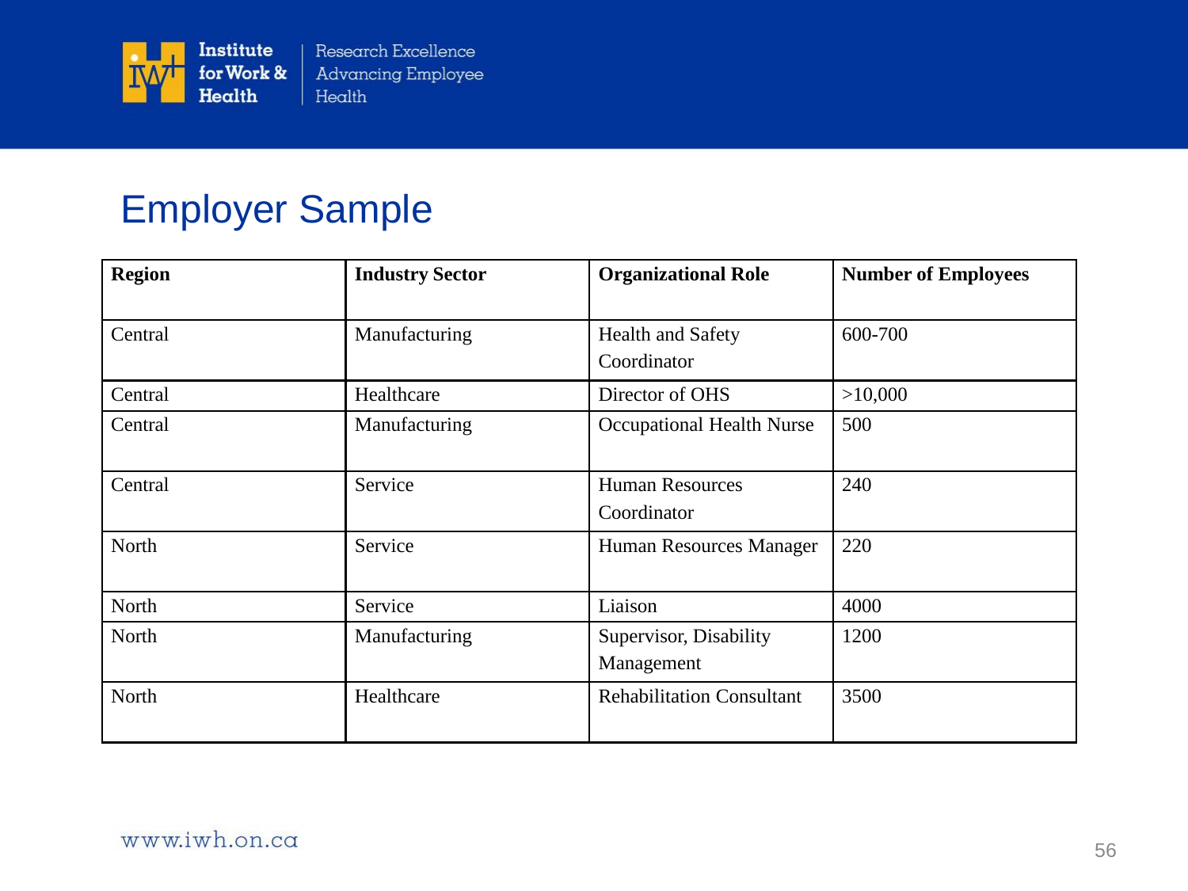# Employer Sample

| Region | Industry Sector | Organizational Role | Number of Employees |
|---|---|---|---|
| Central | Manufacturing | Health and Safety Coordinator | 600-700 |
| Central | Healthcare | Director of OHS | >10,000 |
| Central | Manufacturing | Occupational Health Nurse | 500 |
| Central | Service | Human Resources Coordinator | 240 |
| North | Service | Human Resources Manager | 220 |
| North | Service | Liaison | 4000 |
| North | Manufacturing | Supervisor, Disability Management | 1200 |
| North | Healthcare | Rehabilitation Consultant | 3500 |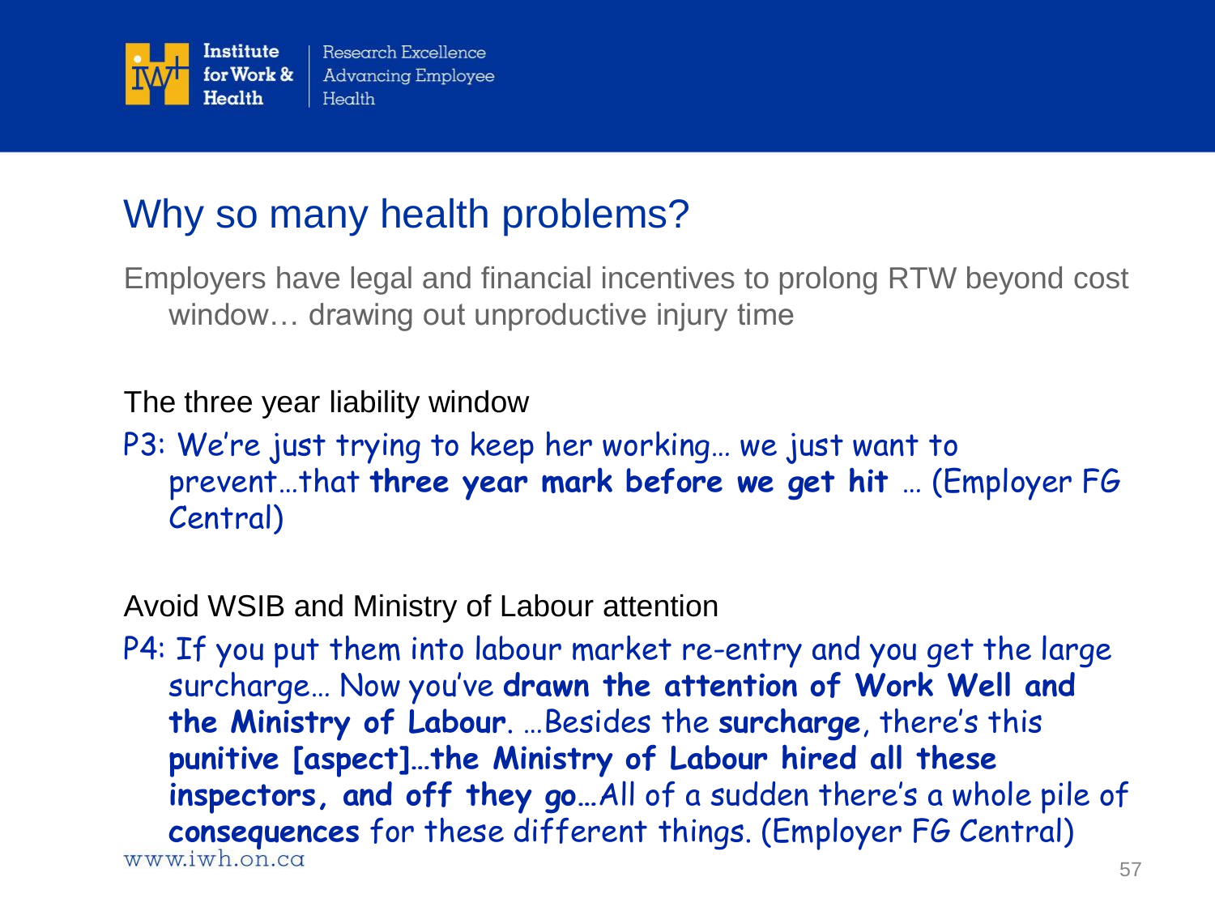# Why so many health problems?

Employers have legal and financial incentives to prolong RTW beyond cost window… drawing out unproductive injury time

The three year liability window

P3: We're just trying to keep her working… we just want to prevent…that **three year mark before we get hit** … (Employer FG Central)

Avoid WSIB and Ministry of Labour attention

P4: If you put them into labour market re-entry and you get the large surcharge… Now you've **drawn the attention of Work Well and the Ministry of Labour**. …Besides the **surcharge**, there's this **punitive [aspect]…the Ministry of Labour hired all these inspectors, and off they go**…All of a sudden there's a whole pile of **consequences** for these different things. (Employer FG Central)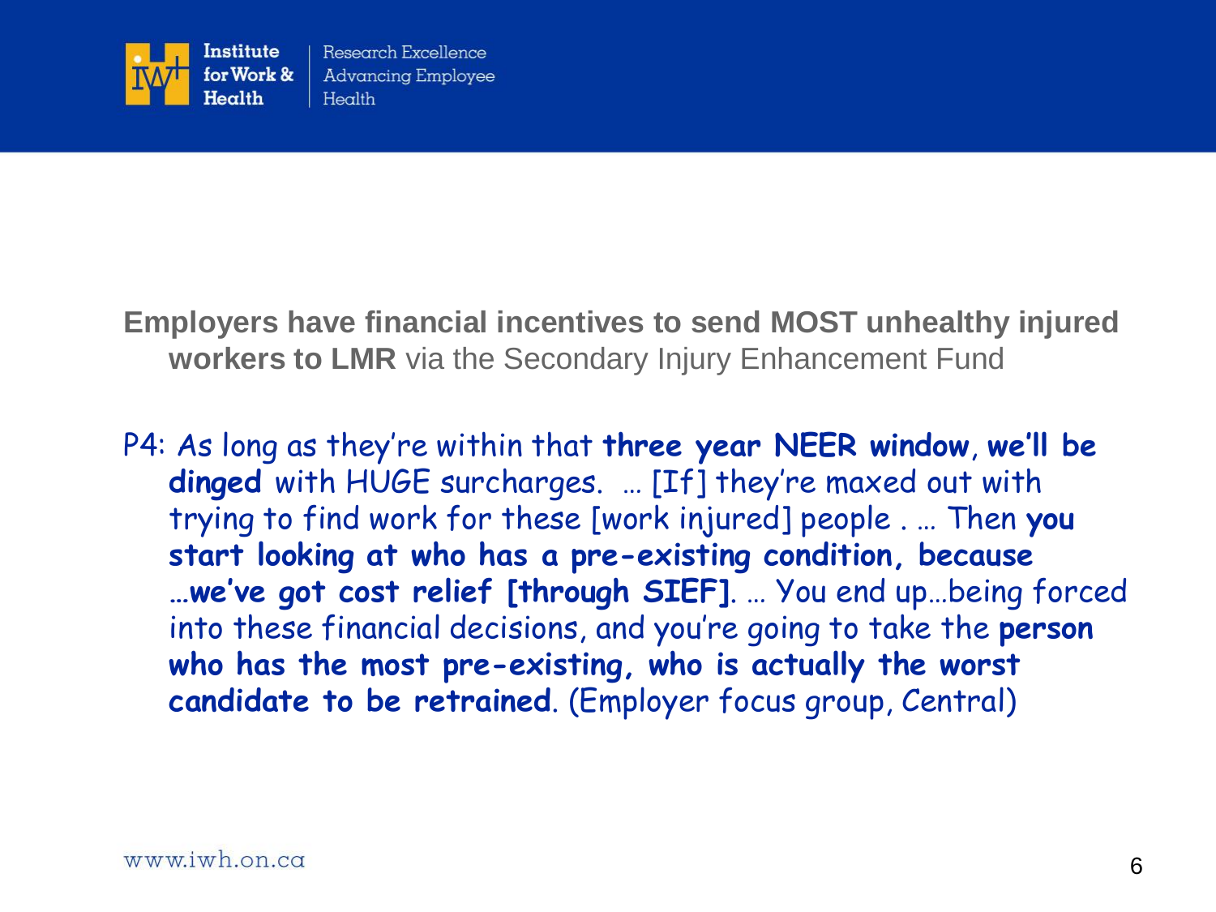**Employers have financial incentives to send MOST unhealthy injured workers to LMR** via the Secondary Injury Enhancement Fund

P4: As long as they're within that **three year NEER window**, **we'll be dinged** with HUGE surcharges. … [If] they're maxed out with trying to find work for these [work injured] people . … Then **you start looking at who has a pre-existing condition, because …we've got cost relief [through SIEF]**. … You end up…being forced into these financial decisions, and you're going to take the **person who has the most pre-existing, who is actually the worst candidate to be retrained**. (Employer focus group, Central)